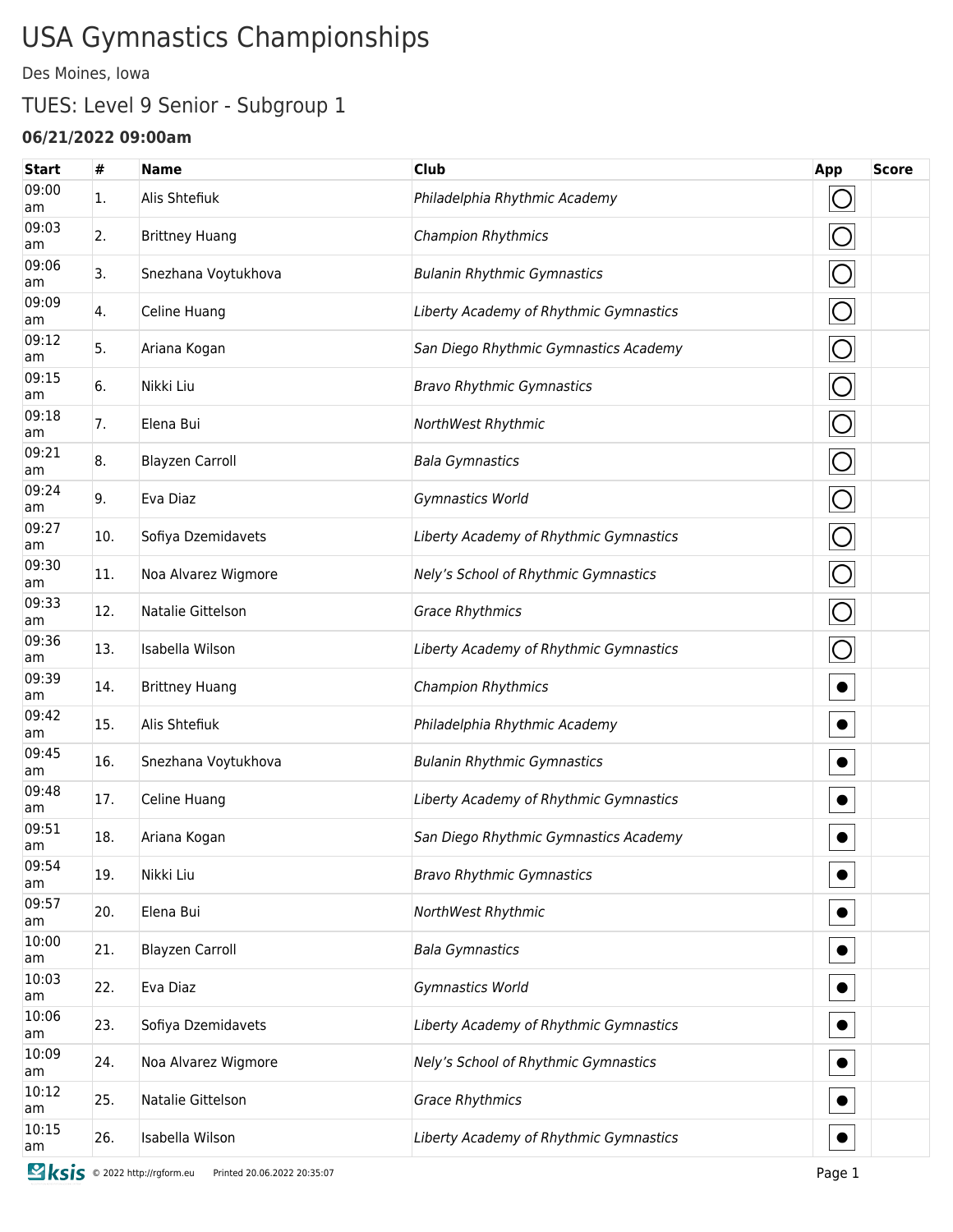# USA Gymnastics Championships

Des Moines, Iowa

## TUES: Level 9 Senior - Subgroup 1

### 06/21/2022 09:00am

| Start | # | Name | Club | App | Score |
|---|---|---|---|---|---|
| 09:00 am | 1. | Alis Shtefiuk | *Philadelphia Rhythmic Academy* | ◯ | |
| 09:03 am | 2. | Brittney Huang | *Champion Rhythmics* | ◯ | |
| 09:06 am | 3. | Snezhana Voytukhova | *Bulanin Rhythmic Gymnastics* | ◯ | |
| 09:09 am | 4. | Celine Huang | *Liberty Academy of Rhythmic Gymnastics* | ◯ | |
| 09:12 am | 5. | Ariana Kogan | *San Diego Rhythmic Gymnastics Academy* | ◯ | |
| 09:15 am | 6. | Nikki Liu | *Bravo Rhythmic Gymnastics* | ◯ | |
| 09:18 am | 7. | Elena Bui | *NorthWest Rhythmic* | ◯ | |
| 09:21 am | 8. | Blayzen Carroll | *Bala Gymnastics* | ◯ | |
| 09:24 am | 9. | Eva Diaz | *Gymnastics World* | ◯ | |
| 09:27 am | 10. | Sofiya Dzemidavets | *Liberty Academy of Rhythmic Gymnastics* | ◯ | |
| 09:30 am | 11. | Noa Alvarez Wigmore | *Nely's School of Rhythmic Gymnastics* | ◯ | |
| 09:33 am | 12. | Natalie Gittelson | *Grace Rhythmics* | ◯ | |
| 09:36 am | 13. | Isabella Wilson | *Liberty Academy of Rhythmic Gymnastics* | ◯ | |
| 09:39 am | 14. | Brittney Huang | *Champion Rhythmics* | ● | |
| 09:42 am | 15. | Alis Shtefiuk | *Philadelphia Rhythmic Academy* | ● | |
| 09:45 am | 16. | Snezhana Voytukhova | *Bulanin Rhythmic Gymnastics* | ● | |
| 09:48 am | 17. | Celine Huang | *Liberty Academy of Rhythmic Gymnastics* | ● | |
| 09:51 am | 18. | Ariana Kogan | *San Diego Rhythmic Gymnastics Academy* | ● | |
| 09:54 am | 19. | Nikki Liu | *Bravo Rhythmic Gymnastics* | ● | |
| 09:57 am | 20. | Elena Bui | *NorthWest Rhythmic* | ● | |
| 10:00 am | 21. | Blayzen Carroll | *Bala Gymnastics* | ● | |
| 10:03 am | 22. | Eva Diaz | *Gymnastics World* | ● | |
| 10:06 am | 23. | Sofiya Dzemidavets | *Liberty Academy of Rhythmic Gymnastics* | ● | |
| 10:09 am | 24. | Noa Alvarez Wigmore | *Nely's School of Rhythmic Gymnastics* | ● | |
| 10:12 am | 25. | Natalie Gittelson | *Grace Rhythmics* | ● | |
| 10:15 am | 26. | Isabella Wilson | *Liberty Academy of Rhythmic Gymnastics* | ● | |

ksis © 2022 http://rgform.eu Printed 20.06.2022 20:35:07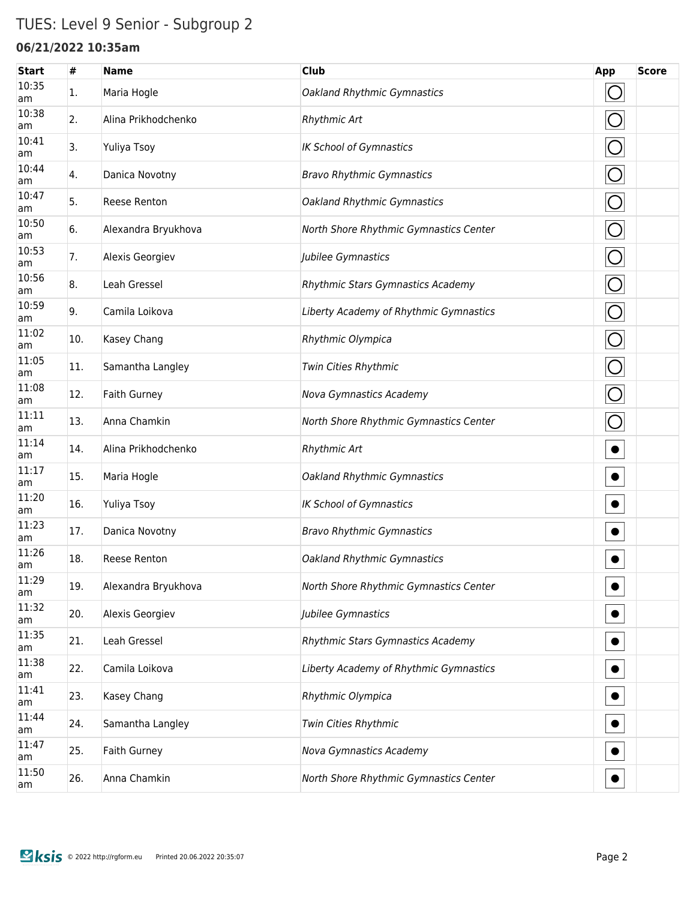# TUES: Level 9 Senior - Subgroup 2

**06/21/2022 10:35am**

| Start | # | Name | Club | App | Score |
|---|---|---|---|---|---|
| 10:35 am | 1. | Maria Hogle | *Oakland Rhythmic Gymnastics* | ◯ | |
| 10:38 am | 2. | Alina Prikhodchenko | *Rhythmic Art* | ◯ | |
| 10:41 am | 3. | Yuliya Tsoy | *IK School of Gymnastics* | ◯ | |
| 10:44 am | 4. | Danica Novotny | *Bravo Rhythmic Gymnastics* | ◯ | |
| 10:47 am | 5. | Reese Renton | *Oakland Rhythmic Gymnastics* | ◯ | |
| 10:50 am | 6. | Alexandra Bryukhova | *North Shore Rhythmic Gymnastics Center* | ◯ | |
| 10:53 am | 7. | Alexis Georgiev | *Jubilee Gymnastics* | ◯ | |
| 10:56 am | 8. | Leah Gressel | *Rhythmic Stars Gymnastics Academy* | ◯ | |
| 10:59 am | 9. | Camila Loikova | *Liberty Academy of Rhythmic Gymnastics* | ◯ | |
| 11:02 am | 10. | Kasey Chang | *Rhythmic Olympica* | ◯ | |
| 11:05 am | 11. | Samantha Langley | *Twin Cities Rhythmic* | ◯ | |
| 11:08 am | 12. | Faith Gurney | *Nova Gymnastics Academy* | ◯ | |
| 11:11 am | 13. | Anna Chamkin | *North Shore Rhythmic Gymnastics Center* | ◯ | |
| 11:14 am | 14. | Alina Prikhodchenko | *Rhythmic Art* | ● | |
| 11:17 am | 15. | Maria Hogle | *Oakland Rhythmic Gymnastics* | ● | |
| 11:20 am | 16. | Yuliya Tsoy | *IK School of Gymnastics* | ● | |
| 11:23 am | 17. | Danica Novotny | *Bravo Rhythmic Gymnastics* | ● | |
| 11:26 am | 18. | Reese Renton | *Oakland Rhythmic Gymnastics* | ● | |
| 11:29 am | 19. | Alexandra Bryukhova | *North Shore Rhythmic Gymnastics Center* | ● | |
| 11:32 am | 20. | Alexis Georgiev | *Jubilee Gymnastics* | ● | |
| 11:35 am | 21. | Leah Gressel | *Rhythmic Stars Gymnastics Academy* | ● | |
| 11:38 am | 22. | Camila Loikova | *Liberty Academy of Rhythmic Gymnastics* | ● | |
| 11:41 am | 23. | Kasey Chang | *Rhythmic Olympica* | ● | |
| 11:44 am | 24. | Samantha Langley | *Twin Cities Rhythmic* | ● | |
| 11:47 am | 25. | Faith Gurney | *Nova Gymnastics Academy* | ● | |
| 11:50 am | 26. | Anna Chamkin | *North Shore Rhythmic Gymnastics Center* | ● | |

ksis © 2022 http://rgform.eu Printed 20.06.2022 20:35:07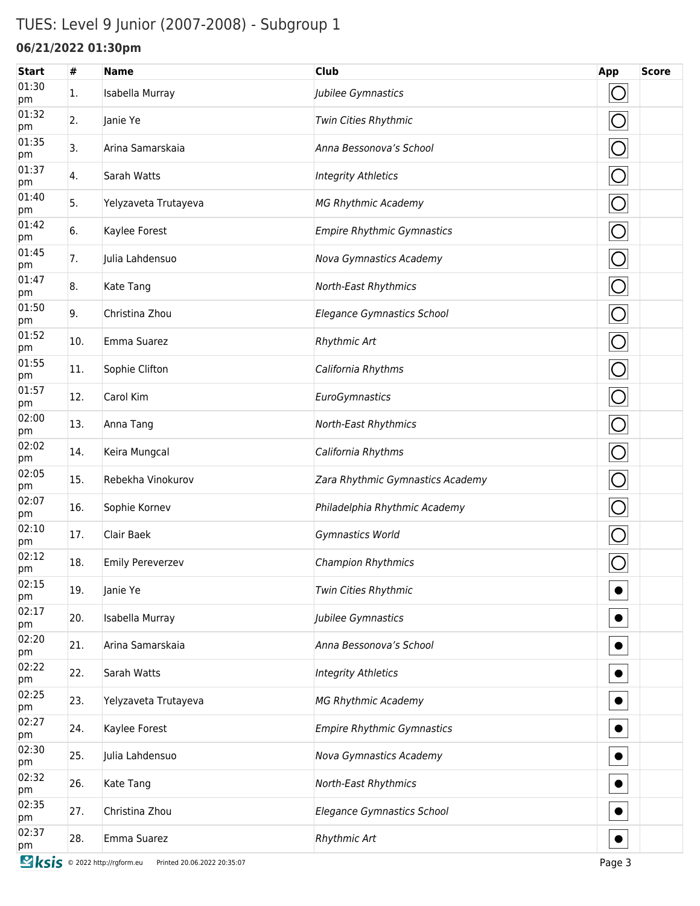# TUES: Level 9 Junior (2007-2008) - Subgroup 1

**06/21/2022 01:30pm**

| Start | # | Name | Club | App | Score |
|---|---|---|---|---|---|
| 01:30 pm | 1. | Isabella Murray | *Jubilee Gymnastics* | ◯ | |
| 01:32 pm | 2. | Janie Ye | *Twin Cities Rhythmic* | ◯ | |
| 01:35 pm | 3. | Arina Samarskaia | *Anna Bessonova's School* | ◯ | |
| 01:37 pm | 4. | Sarah Watts | *Integrity Athletics* | ◯ | |
| 01:40 pm | 5. | Yelyzaveta Trutayeva | *MG Rhythmic Academy* | ◯ | |
| 01:42 pm | 6. | Kaylee Forest | *Empire Rhythmic Gymnastics* | ◯ | |
| 01:45 pm | 7. | Julia Lahdensuo | *Nova Gymnastics Academy* | ◯ | |
| 01:47 pm | 8. | Kate Tang | *North-East Rhythmics* | ◯ | |
| 01:50 pm | 9. | Christina Zhou | *Elegance Gymnastics School* | ◯ | |
| 01:52 pm | 10. | Emma Suarez | *Rhythmic Art* | ◯ | |
| 01:55 pm | 11. | Sophie Clifton | *California Rhythms* | ◯ | |
| 01:57 pm | 12. | Carol Kim | *EuroGymnastics* | ◯ | |
| 02:00 pm | 13. | Anna Tang | *North-East Rhythmics* | ◯ | |
| 02:02 pm | 14. | Keira Mungcal | *California Rhythms* | ◯ | |
| 02:05 pm | 15. | Rebekha Vinokurov | *Zara Rhythmic Gymnastics Academy* | ◯ | |
| 02:07 pm | 16. | Sophie Kornev | *Philadelphia Rhythmic Academy* | ◯ | |
| 02:10 pm | 17. | Clair Baek | *Gymnastics World* | ◯ | |
| 02:12 pm | 18. | Emily Pereverzev | *Champion Rhythmics* | ◯ | |
| 02:15 pm | 19. | Janie Ye | *Twin Cities Rhythmic* | ● | |
| 02:17 pm | 20. | Isabella Murray | *Jubilee Gymnastics* | ● | |
| 02:20 pm | 21. | Arina Samarskaia | *Anna Bessonova's School* | ● | |
| 02:22 pm | 22. | Sarah Watts | *Integrity Athletics* | ● | |
| 02:25 pm | 23. | Yelyzaveta Trutayeva | *MG Rhythmic Academy* | ● | |
| 02:27 pm | 24. | Kaylee Forest | *Empire Rhythmic Gymnastics* | ● | |
| 02:30 pm | 25. | Julia Lahdensuo | *Nova Gymnastics Academy* | ● | |
| 02:32 pm | 26. | Kate Tang | *North-East Rhythmics* | ● | |
| 02:35 pm | 27. | Christina Zhou | *Elegance Gymnastics School* | ● | |
| 02:37 pm | 28. | Emma Suarez | *Rhythmic Art* | ● | |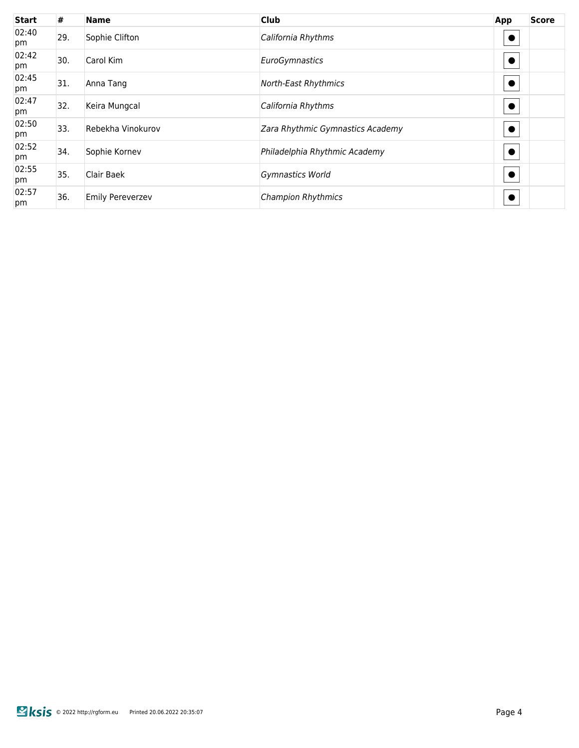| Start | # | Name | Club | App | Score |
|---|---|---|---|---|---|
| 02:40 pm | 29. | Sophie Clifton | *California Rhythms* | ● | |
| 02:42 pm | 30. | Carol Kim | *EuroGymnastics* | ● | |
| 02:45 pm | 31. | Anna Tang | *North-East Rhythmics* | ● | |
| 02:47 pm | 32. | Keira Mungcal | *California Rhythms* | ● | |
| 02:50 pm | 33. | Rebekha Vinokurov | *Zara Rhythmic Gymnastics Academy* | ● | |
| 02:52 pm | 34. | Sophie Kornev | *Philadelphia Rhythmic Academy* | ● | |
| 02:55 pm | 35. | Clair Baek | *Gymnastics World* | ● | |
| 02:57 pm | 36. | Emily Pereverzev | *Champion Rhythmics* | ● | |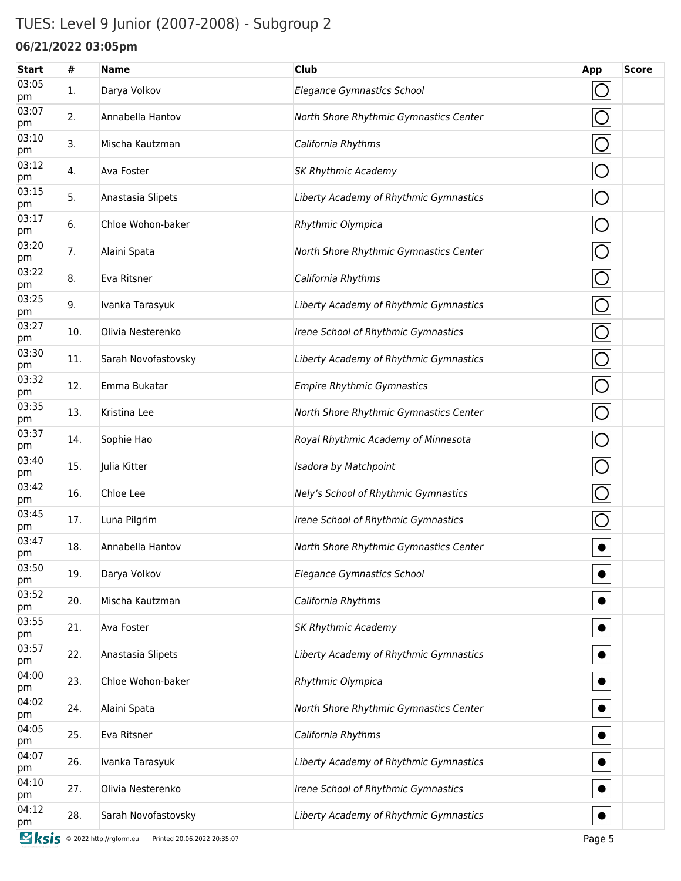# TUES: Level 9 Junior (2007-2008) - Subgroup 2

### 06/21/2022 03:05pm

| Start | # | Name | Club | App | Score |
|---|---|---|---|---|---|
| 03:05 pm | 1. | Darya Volkov | *Elegance Gymnastics School* | ○ | |
| 03:07 pm | 2. | Annabella Hantov | *North Shore Rhythmic Gymnastics Center* | ○ | |
| 03:10 pm | 3. | Mischa Kautzman | *California Rhythms* | ○ | |
| 03:12 pm | 4. | Ava Foster | *SK Rhythmic Academy* | ○ | |
| 03:15 pm | 5. | Anastasia Slipets | *Liberty Academy of Rhythmic Gymnastics* | ○ | |
| 03:17 pm | 6. | Chloe Wohon-baker | *Rhythmic Olympica* | ○ | |
| 03:20 pm | 7. | Alaini Spata | *North Shore Rhythmic Gymnastics Center* | ○ | |
| 03:22 pm | 8. | Eva Ritsner | *California Rhythms* | ○ | |
| 03:25 pm | 9. | Ivanka Tarasyuk | *Liberty Academy of Rhythmic Gymnastics* | ○ | |
| 03:27 pm | 10. | Olivia Nesterenko | *Irene School of Rhythmic Gymnastics* | ○ | |
| 03:30 pm | 11. | Sarah Novofastovsky | *Liberty Academy of Rhythmic Gymnastics* | ○ | |
| 03:32 pm | 12. | Emma Bukatar | *Empire Rhythmic Gymnastics* | ○ | |
| 03:35 pm | 13. | Kristina Lee | *North Shore Rhythmic Gymnastics Center* | ○ | |
| 03:37 pm | 14. | Sophie Hao | *Royal Rhythmic Academy of Minnesota* | ○ | |
| 03:40 pm | 15. | Julia Kitter | *Isadora by Matchpoint* | ○ | |
| 03:42 pm | 16. | Chloe Lee | *Nely's School of Rhythmic Gymnastics* | ○ | |
| 03:45 pm | 17. | Luna Pilgrim | *Irene School of Rhythmic Gymnastics* | ○ | |
| 03:47 pm | 18. | Annabella Hantov | *North Shore Rhythmic Gymnastics Center* | ● | |
| 03:50 pm | 19. | Darya Volkov | *Elegance Gymnastics School* | ● | |
| 03:52 pm | 20. | Mischa Kautzman | *California Rhythms* | ● | |
| 03:55 pm | 21. | Ava Foster | *SK Rhythmic Academy* | ● | |
| 03:57 pm | 22. | Anastasia Slipets | *Liberty Academy of Rhythmic Gymnastics* | ● | |
| 04:00 pm | 23. | Chloe Wohon-baker | *Rhythmic Olympica* | ● | |
| 04:02 pm | 24. | Alaini Spata | *North Shore Rhythmic Gymnastics Center* | ● | |
| 04:05 pm | 25. | Eva Ritsner | *California Rhythms* | ● | |
| 04:07 pm | 26. | Ivanka Tarasyuk | *Liberty Academy of Rhythmic Gymnastics* | ● | |
| 04:10 pm | 27. | Olivia Nesterenko | *Irene School of Rhythmic Gymnastics* | ● | |
| 04:12 pm | 28. | Sarah Novofastovsky | *Liberty Academy of Rhythmic Gymnastics* | ● | |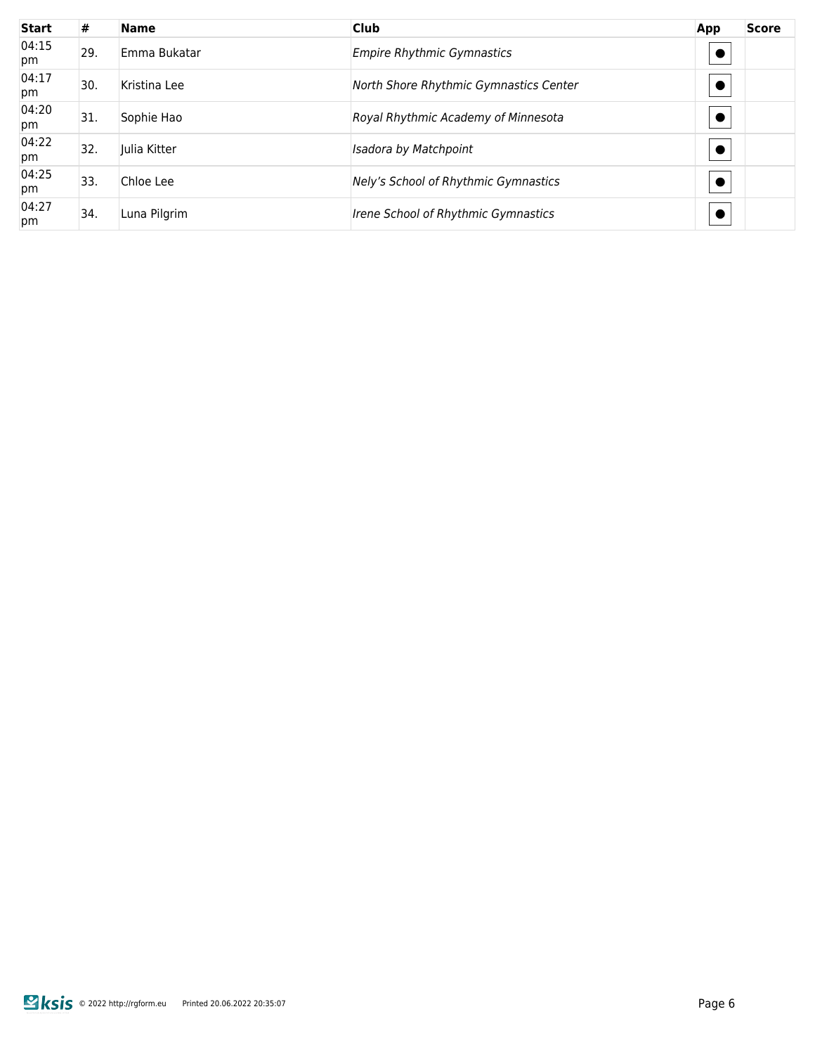| Start | # | Name | Club | App | Score |
| --- | --- | --- | --- | --- | --- |
| 04:15 pm | 29. | Emma Bukatar | *Empire Rhythmic Gymnastics* | ● | |
| 04:17 pm | 30. | Kristina Lee | *North Shore Rhythmic Gymnastics Center* | ● | |
| 04:20 pm | 31. | Sophie Hao | *Royal Rhythmic Academy of Minnesota* | ● | |
| 04:22 pm | 32. | Julia Kitter | *Isadora by Matchpoint* | ● | |
| 04:25 pm | 33. | Chloe Lee | *Nely's School of Rhythmic Gymnastics* | ● | |
| 04:27 pm | 34. | Luna Pilgrim | *Irene School of Rhythmic Gymnastics* | ● | |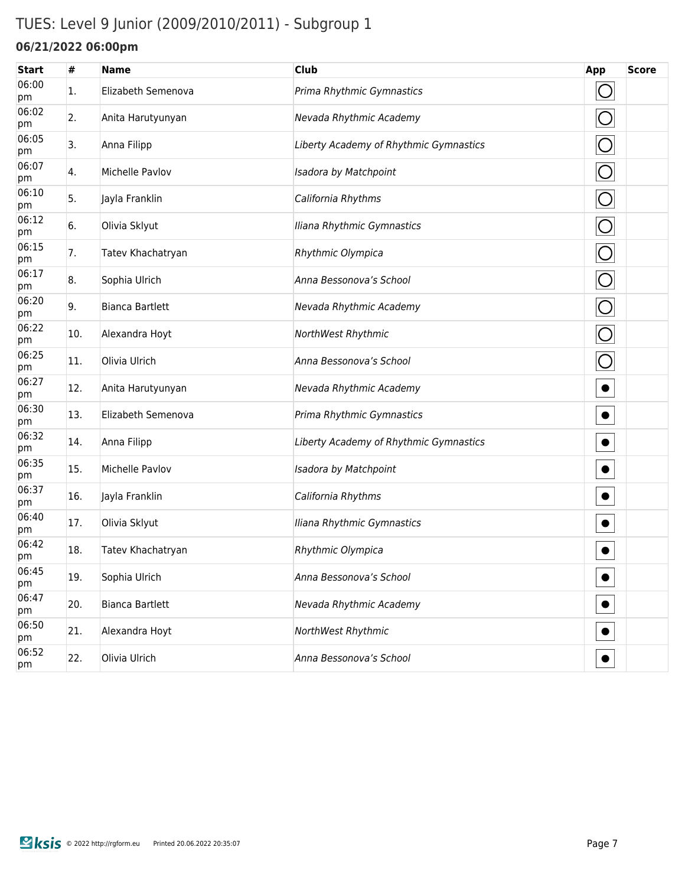# TUES: Level 9 Junior (2009/2010/2011) - Subgroup 1

### 06/21/2022 06:00pm

| Start | # | Name | Club | App | Score |
|---|---|---|---|---|---|
| 06:00 pm | 1. | Elizabeth Semenova | *Prima Rhythmic Gymnastics* | ◯ | |
| 06:02 pm | 2. | Anita Harutyunyan | *Nevada Rhythmic Academy* | ◯ | |
| 06:05 pm | 3. | Anna Filipp | *Liberty Academy of Rhythmic Gymnastics* | ◯ | |
| 06:07 pm | 4. | Michelle Pavlov | *Isadora by Matchpoint* | ◯ | |
| 06:10 pm | 5. | Jayla Franklin | *California Rhythms* | ◯ | |
| 06:12 pm | 6. | Olivia Sklyut | *Iliana Rhythmic Gymnastics* | ◯ | |
| 06:15 pm | 7. | Tatev Khachatryan | *Rhythmic Olympica* | ◯ | |
| 06:17 pm | 8. | Sophia Ulrich | *Anna Bessonova's School* | ◯ | |
| 06:20 pm | 9. | Bianca Bartlett | *Nevada Rhythmic Academy* | ◯ | |
| 06:22 pm | 10. | Alexandra Hoyt | *NorthWest Rhythmic* | ◯ | |
| 06:25 pm | 11. | Olivia Ulrich | *Anna Bessonova's School* | ◯ | |
| 06:27 pm | 12. | Anita Harutyunyan | *Nevada Rhythmic Academy* | ● | |
| 06:30 pm | 13. | Elizabeth Semenova | *Prima Rhythmic Gymnastics* | ● | |
| 06:32 pm | 14. | Anna Filipp | *Liberty Academy of Rhythmic Gymnastics* | ● | |
| 06:35 pm | 15. | Michelle Pavlov | *Isadora by Matchpoint* | ● | |
| 06:37 pm | 16. | Jayla Franklin | *California Rhythms* | ● | |
| 06:40 pm | 17. | Olivia Sklyut | *Iliana Rhythmic Gymnastics* | ● | |
| 06:42 pm | 18. | Tatev Khachatryan | *Rhythmic Olympica* | ● | |
| 06:45 pm | 19. | Sophia Ulrich | *Anna Bessonova's School* | ● | |
| 06:47 pm | 20. | Bianca Bartlett | *Nevada Rhythmic Academy* | ● | |
| 06:50 pm | 21. | Alexandra Hoyt | *NorthWest Rhythmic* | ● | |
| 06:52 pm | 22. | Olivia Ulrich | *Anna Bessonova's School* | ● | |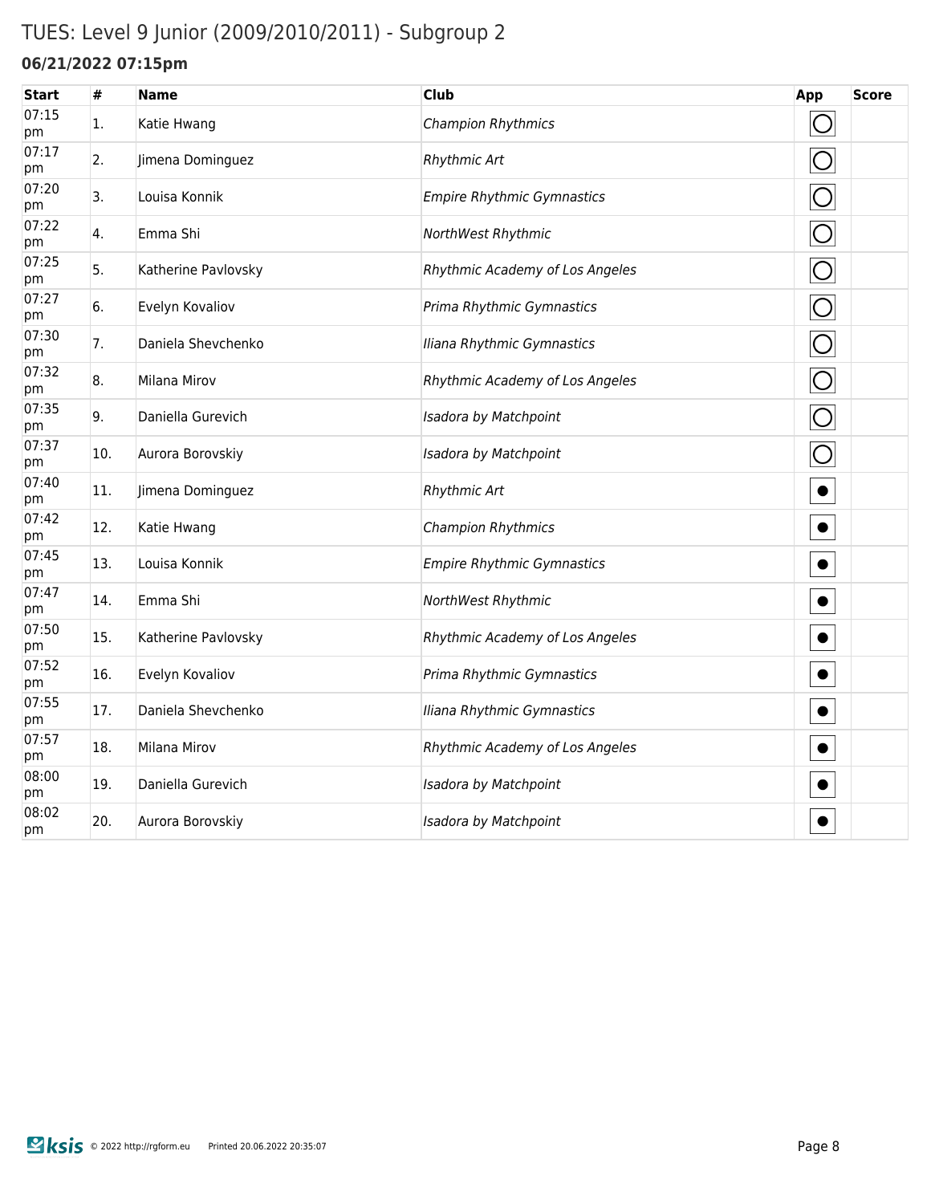# TUES: Level 9 Junior (2009/2010/2011) - Subgroup 2

**06/21/2022 07:15pm**

| Start | # | Name | Club | App | Score |
|---|---|---|---|---|---|
| 07:15 pm | 1. | Katie Hwang | *Champion Rhythmics* | ◯ | |
| 07:17 pm | 2. | Jimena Dominguez | *Rhythmic Art* | ◯ | |
| 07:20 pm | 3. | Louisa Konnik | *Empire Rhythmic Gymnastics* | ◯ | |
| 07:22 pm | 4. | Emma Shi | *NorthWest Rhythmic* | ◯ | |
| 07:25 pm | 5. | Katherine Pavlovsky | *Rhythmic Academy of Los Angeles* | ◯ | |
| 07:27 pm | 6. | Evelyn Kovaliov | *Prima Rhythmic Gymnastics* | ◯ | |
| 07:30 pm | 7. | Daniela Shevchenko | *Iliana Rhythmic Gymnastics* | ◯ | |
| 07:32 pm | 8. | Milana Mirov | *Rhythmic Academy of Los Angeles* | ◯ | |
| 07:35 pm | 9. | Daniella Gurevich | *Isadora by Matchpoint* | ◯ | |
| 07:37 pm | 10. | Aurora Borovskiy | *Isadora by Matchpoint* | ◯ | |
| 07:40 pm | 11. | Jimena Dominguez | *Rhythmic Art* | ● | |
| 07:42 pm | 12. | Katie Hwang | *Champion Rhythmics* | ● | |
| 07:45 pm | 13. | Louisa Konnik | *Empire Rhythmic Gymnastics* | ● | |
| 07:47 pm | 14. | Emma Shi | *NorthWest Rhythmic* | ● | |
| 07:50 pm | 15. | Katherine Pavlovsky | *Rhythmic Academy of Los Angeles* | ● | |
| 07:52 pm | 16. | Evelyn Kovaliov | *Prima Rhythmic Gymnastics* | ● | |
| 07:55 pm | 17. | Daniela Shevchenko | *Iliana Rhythmic Gymnastics* | ● | |
| 07:57 pm | 18. | Milana Mirov | *Rhythmic Academy of Los Angeles* | ● | |
| 08:00 pm | 19. | Daniella Gurevich | *Isadora by Matchpoint* | ● | |
| 08:02 pm | 20. | Aurora Borovskiy | *Isadora by Matchpoint* | ● | |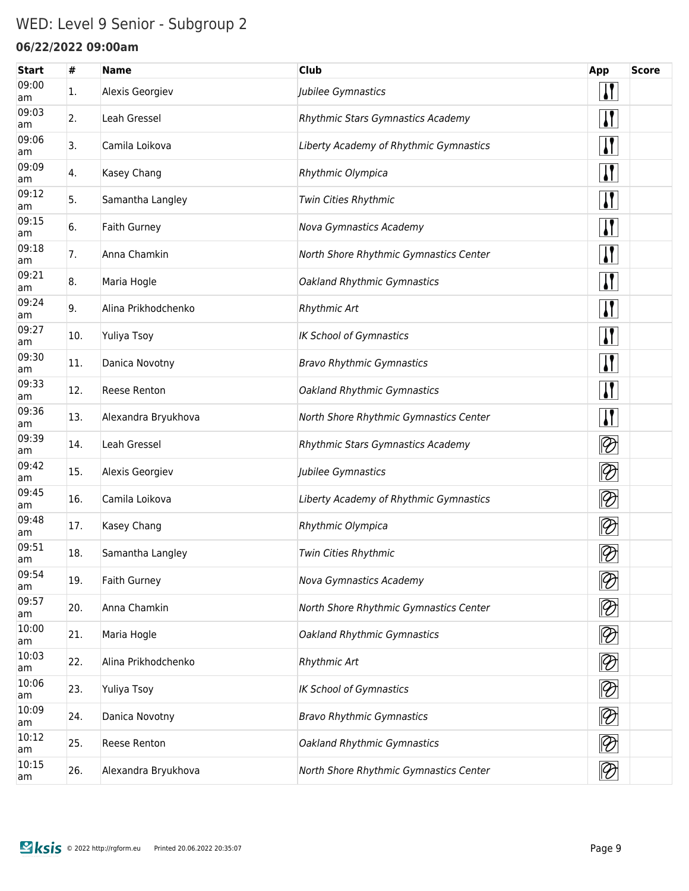# WED: Level 9 Senior - Subgroup 2

**06/22/2022 09:00am**

| Start | # | Name | Club | App | Score |
|---|---|---|---|---|---|
| 09:00 am | 1. | Alexis Georgiev | *Jubilee Gymnastics* | | |
| 09:03 am | 2. | Leah Gressel | *Rhythmic Stars Gymnastics Academy* | | |
| 09:06 am | 3. | Camila Loikova | *Liberty Academy of Rhythmic Gymnastics* | | |
| 09:09 am | 4. | Kasey Chang | *Rhythmic Olympica* | | |
| 09:12 am | 5. | Samantha Langley | *Twin Cities Rhythmic* | | |
| 09:15 am | 6. | Faith Gurney | *Nova Gymnastics Academy* | | |
| 09:18 am | 7. | Anna Chamkin | *North Shore Rhythmic Gymnastics Center* | | |
| 09:21 am | 8. | Maria Hogle | *Oakland Rhythmic Gymnastics* | | |
| 09:24 am | 9. | Alina Prikhodchenko | *Rhythmic Art* | | |
| 09:27 am | 10. | Yuliya Tsoy | *IK School of Gymnastics* | | |
| 09:30 am | 11. | Danica Novotny | *Bravo Rhythmic Gymnastics* | | |
| 09:33 am | 12. | Reese Renton | *Oakland Rhythmic Gymnastics* | | |
| 09:36 am | 13. | Alexandra Bryukhova | *North Shore Rhythmic Gymnastics Center* | | |
| 09:39 am | 14. | Leah Gressel | *Rhythmic Stars Gymnastics Academy* | | |
| 09:42 am | 15. | Alexis Georgiev | *Jubilee Gymnastics* | | |
| 09:45 am | 16. | Camila Loikova | *Liberty Academy of Rhythmic Gymnastics* | | |
| 09:48 am | 17. | Kasey Chang | *Rhythmic Olympica* | | |
| 09:51 am | 18. | Samantha Langley | *Twin Cities Rhythmic* | | |
| 09:54 am | 19. | Faith Gurney | *Nova Gymnastics Academy* | | |
| 09:57 am | 20. | Anna Chamkin | *North Shore Rhythmic Gymnastics Center* | | |
| 10:00 am | 21. | Maria Hogle | *Oakland Rhythmic Gymnastics* | | |
| 10:03 am | 22. | Alina Prikhodchenko | *Rhythmic Art* | | |
| 10:06 am | 23. | Yuliya Tsoy | *IK School of Gymnastics* | | |
| 10:09 am | 24. | Danica Novotny | *Bravo Rhythmic Gymnastics* | | |
| 10:12 am | 25. | Reese Renton | *Oakland Rhythmic Gymnastics* | | |
| 10:15 am | 26. | Alexandra Bryukhova | *North Shore Rhythmic Gymnastics Center* | | |

© 2022 http://rgform.eu Printed 20.06.2022 20:35:07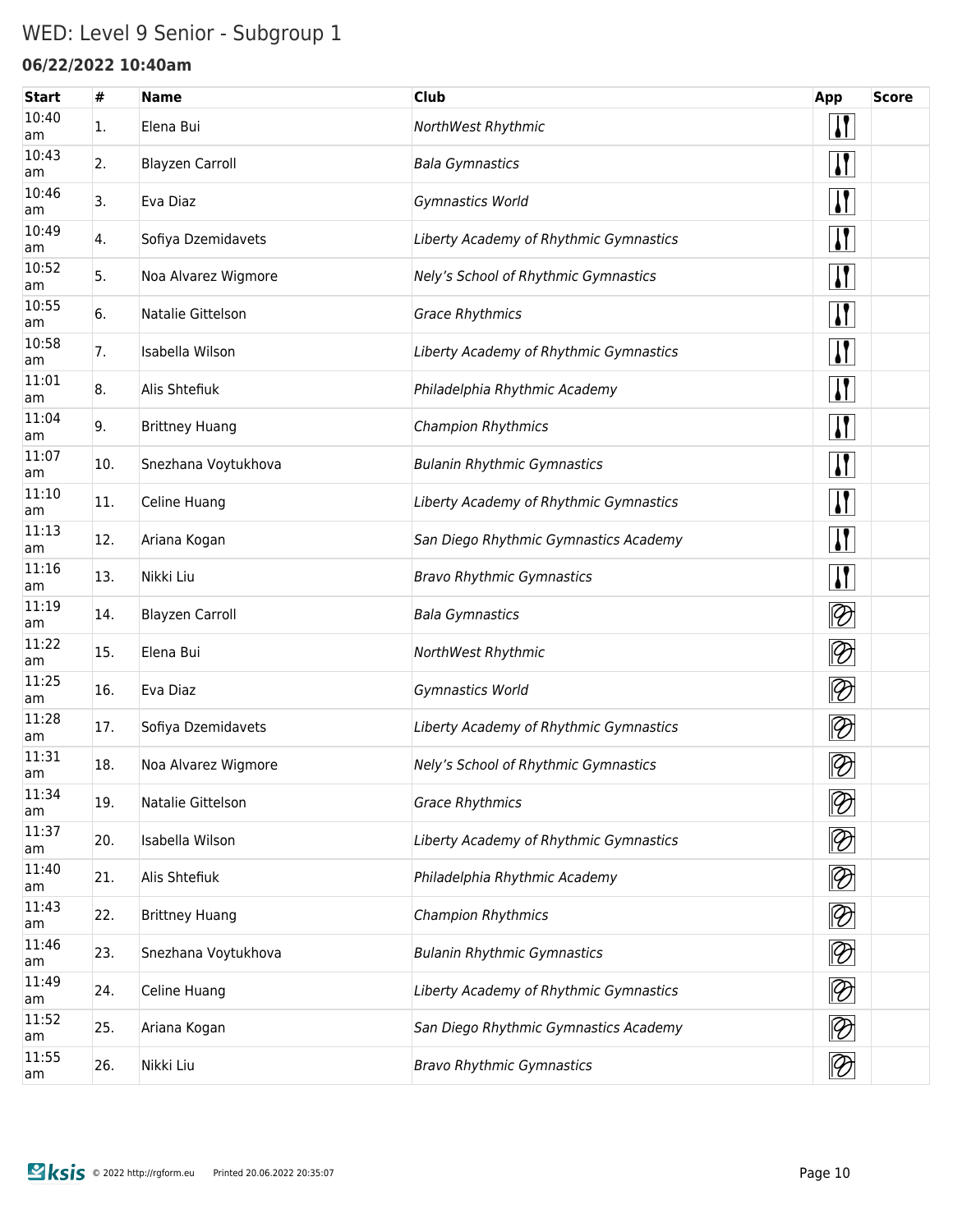# WED: Level 9 Senior - Subgroup 1

### 06/22/2022 10:40am

| Start | # | Name | Club | App | Score |
|---|---|---|---|---|---|
| 10:40 am | 1. | Elena Bui | *NorthWest Rhythmic* | | |
| 10:43 am | 2. | Blayzen Carroll | *Bala Gymnastics* | | |
| 10:46 am | 3. | Eva Diaz | *Gymnastics World* | | |
| 10:49 am | 4. | Sofiya Dzemidavets | *Liberty Academy of Rhythmic Gymnastics* | | |
| 10:52 am | 5. | Noa Alvarez Wigmore | *Nely's School of Rhythmic Gymnastics* | | |
| 10:55 am | 6. | Natalie Gittelson | *Grace Rhythmics* | | |
| 10:58 am | 7. | Isabella Wilson | *Liberty Academy of Rhythmic Gymnastics* | | |
| 11:01 am | 8. | Alis Shtefiuk | *Philadelphia Rhythmic Academy* | | |
| 11:04 am | 9. | Brittney Huang | *Champion Rhythmics* | | |
| 11:07 am | 10. | Snezhana Voytukhova | *Bulanin Rhythmic Gymnastics* | | |
| 11:10 am | 11. | Celine Huang | *Liberty Academy of Rhythmic Gymnastics* | | |
| 11:13 am | 12. | Ariana Kogan | *San Diego Rhythmic Gymnastics Academy* | | |
| 11:16 am | 13. | Nikki Liu | *Bravo Rhythmic Gymnastics* | | |
| 11:19 am | 14. | Blayzen Carroll | *Bala Gymnastics* | | |
| 11:22 am | 15. | Elena Bui | *NorthWest Rhythmic* | | |
| 11:25 am | 16. | Eva Diaz | *Gymnastics World* | | |
| 11:28 am | 17. | Sofiya Dzemidavets | *Liberty Academy of Rhythmic Gymnastics* | | |
| 11:31 am | 18. | Noa Alvarez Wigmore | *Nely's School of Rhythmic Gymnastics* | | |
| 11:34 am | 19. | Natalie Gittelson | *Grace Rhythmics* | | |
| 11:37 am | 20. | Isabella Wilson | *Liberty Academy of Rhythmic Gymnastics* | | |
| 11:40 am | 21. | Alis Shtefiuk | *Philadelphia Rhythmic Academy* | | |
| 11:43 am | 22. | Brittney Huang | *Champion Rhythmics* | | |
| 11:46 am | 23. | Snezhana Voytukhova | *Bulanin Rhythmic Gymnastics* | | |
| 11:49 am | 24. | Celine Huang | *Liberty Academy of Rhythmic Gymnastics* | | |
| 11:52 am | 25. | Ariana Kogan | *San Diego Rhythmic Gymnastics Academy* | | |
| 11:55 am | 26. | Nikki Liu | *Bravo Rhythmic Gymnastics* | | |

ksis © 2022 http://rgform.eu Printed 20.06.2022 20:35:07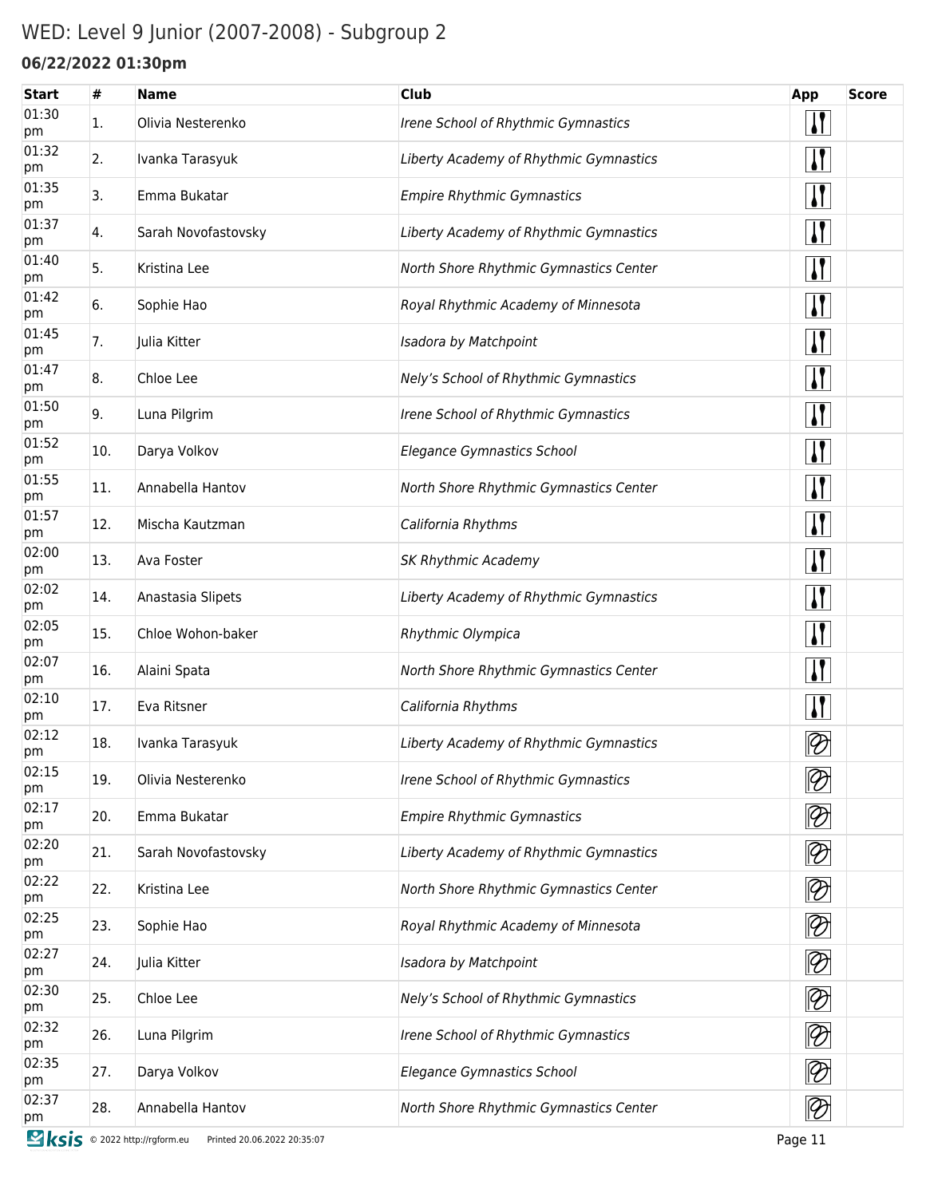# WED: Level 9 Junior (2007-2008) - Subgroup 2

### 06/22/2022 01:30pm

| Start | # | Name | Club | App | Score |
|---|---|---|---|---|---|
| 01:30 pm | 1. | Olivia Nesterenko | *Irene School of Rhythmic Gymnastics* | Clubs | |
| 01:32 pm | 2. | Ivanka Tarasyuk | *Liberty Academy of Rhythmic Gymnastics* | Clubs | |
| 01:35 pm | 3. | Emma Bukatar | *Empire Rhythmic Gymnastics* | Clubs | |
| 01:37 pm | 4. | Sarah Novofastovsky | *Liberty Academy of Rhythmic Gymnastics* | Clubs | |
| 01:40 pm | 5. | Kristina Lee | *North Shore Rhythmic Gymnastics Center* | Clubs | |
| 01:42 pm | 6. | Sophie Hao | *Royal Rhythmic Academy of Minnesota* | Clubs | |
| 01:45 pm | 7. | Julia Kitter | *Isadora by Matchpoint* | Clubs | |
| 01:47 pm | 8. | Chloe Lee | *Nely's School of Rhythmic Gymnastics* | Clubs | |
| 01:50 pm | 9. | Luna Pilgrim | *Irene School of Rhythmic Gymnastics* | Clubs | |
| 01:52 pm | 10. | Darya Volkov | *Elegance Gymnastics School* | Clubs | |
| 01:55 pm | 11. | Annabella Hantov | *North Shore Rhythmic Gymnastics Center* | Clubs | |
| 01:57 pm | 12. | Mischa Kautzman | *California Rhythms* | Clubs | |
| 02:00 pm | 13. | Ava Foster | *SK Rhythmic Academy* | Clubs | |
| 02:02 pm | 14. | Anastasia Slipets | *Liberty Academy of Rhythmic Gymnastics* | Clubs | |
| 02:05 pm | 15. | Chloe Wohon-baker | *Rhythmic Olympica* | Clubs | |
| 02:07 pm | 16. | Alaini Spata | *North Shore Rhythmic Gymnastics Center* | Clubs | |
| 02:10 pm | 17. | Eva Ritsner | *California Rhythms* | Clubs | |
| 02:12 pm | 18. | Ivanka Tarasyuk | *Liberty Academy of Rhythmic Gymnastics* | Ribbon | |
| 02:15 pm | 19. | Olivia Nesterenko | *Irene School of Rhythmic Gymnastics* | Ribbon | |
| 02:17 pm | 20. | Emma Bukatar | *Empire Rhythmic Gymnastics* | Ribbon | |
| 02:20 pm | 21. | Sarah Novofastovsky | *Liberty Academy of Rhythmic Gymnastics* | Ribbon | |
| 02:22 pm | 22. | Kristina Lee | *North Shore Rhythmic Gymnastics Center* | Ribbon | |
| 02:25 pm | 23. | Sophie Hao | *Royal Rhythmic Academy of Minnesota* | Ribbon | |
| 02:27 pm | 24. | Julia Kitter | *Isadora by Matchpoint* | Ribbon | |
| 02:30 pm | 25. | Chloe Lee | *Nely's School of Rhythmic Gymnastics* | Ribbon | |
| 02:32 pm | 26. | Luna Pilgrim | *Irene School of Rhythmic Gymnastics* | Ribbon | |
| 02:35 pm | 27. | Darya Volkov | *Elegance Gymnastics School* | Ribbon | |
| 02:37 pm | 28. | Annabella Hantov | *North Shore Rhythmic Gymnastics Center* | Ribbon | |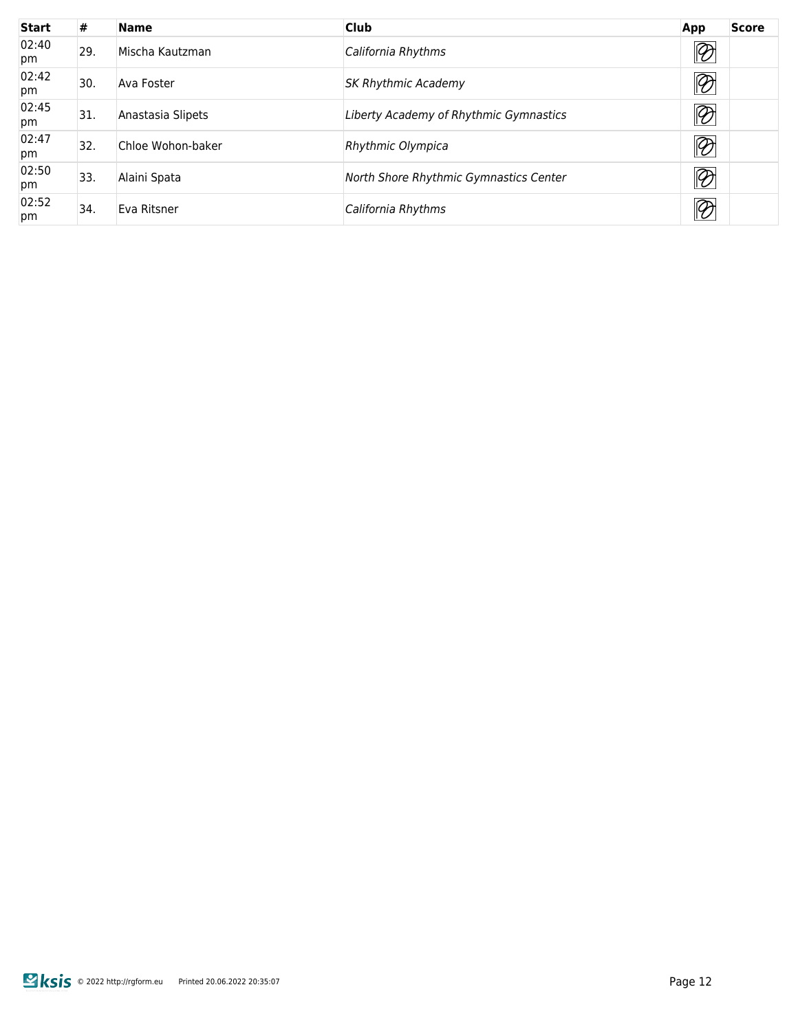| Start | # | Name | Club | App | Score |
|---|---|---|---|---|---|
| 02:40 pm | 29. | Mischa Kautzman | *California Rhythms* | | |
| 02:42 pm | 30. | Ava Foster | *SK Rhythmic Academy* | | |
| 02:45 pm | 31. | Anastasia Slipets | *Liberty Academy of Rhythmic Gymnastics* | | |
| 02:47 pm | 32. | Chloe Wohon-baker | *Rhythmic Olympica* | | |
| 02:50 pm | 33. | Alaini Spata | *North Shore Rhythmic Gymnastics Center* | | |
| 02:52 pm | 34. | Eva Ritsner | *California Rhythms* | | |

© 2022 http://rgform.eu Printed 20.06.2022 20:35:07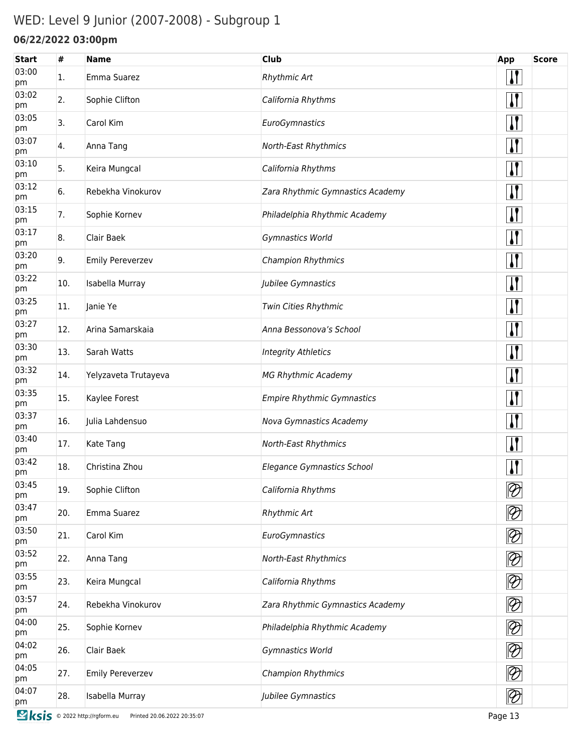# WED: Level 9 Junior (2007-2008) - Subgroup 1

**06/22/2022 03:00pm**

| Start | # | Name | Club | App | Score |
|---|---|---|---|---|---|
| 03:00 pm | 1. | Emma Suarez | *Rhythmic Art* | [Clubs] | |
| 03:02 pm | 2. | Sophie Clifton | *California Rhythms* | [Clubs] | |
| 03:05 pm | 3. | Carol Kim | *EuroGymnastics* | [Clubs] | |
| 03:07 pm | 4. | Anna Tang | *North-East Rhythmics* | [Clubs] | |
| 03:10 pm | 5. | Keira Mungcal | *California Rhythms* | [Clubs] | |
| 03:12 pm | 6. | Rebekha Vinokurov | *Zara Rhythmic Gymnastics Academy* | [Clubs] | |
| 03:15 pm | 7. | Sophie Kornev | *Philadelphia Rhythmic Academy* | [Clubs] | |
| 03:17 pm | 8. | Clair Baek | *Gymnastics World* | [Clubs] | |
| 03:20 pm | 9. | Emily Pereverzev | *Champion Rhythmics* | [Clubs] | |
| 03:22 pm | 10. | Isabella Murray | *Jubilee Gymnastics* | [Clubs] | |
| 03:25 pm | 11. | Janie Ye | *Twin Cities Rhythmic* | [Clubs] | |
| 03:27 pm | 12. | Arina Samarskaia | *Anna Bessonova's School* | [Clubs] | |
| 03:30 pm | 13. | Sarah Watts | *Integrity Athletics* | [Clubs] | |
| 03:32 pm | 14. | Yelyzaveta Trutayeva | *MG Rhythmic Academy* | [Clubs] | |
| 03:35 pm | 15. | Kaylee Forest | *Empire Rhythmic Gymnastics* | [Clubs] | |
| 03:37 pm | 16. | Julia Lahdensuo | *Nova Gymnastics Academy* | [Clubs] | |
| 03:40 pm | 17. | Kate Tang | *North-East Rhythmics* | [Clubs] | |
| 03:42 pm | 18. | Christina Zhou | *Elegance Gymnastics School* | [Clubs] | |
| 03:45 pm | 19. | Sophie Clifton | *California Rhythms* | [Ribbon] | |
| 03:47 pm | 20. | Emma Suarez | *Rhythmic Art* | [Ribbon] | |
| 03:50 pm | 21. | Carol Kim | *EuroGymnastics* | [Ribbon] | |
| 03:52 pm | 22. | Anna Tang | *North-East Rhythmics* | [Ribbon] | |
| 03:55 pm | 23. | Keira Mungcal | *California Rhythms* | [Ribbon] | |
| 03:57 pm | 24. | Rebekha Vinokurov | *Zara Rhythmic Gymnastics Academy* | [Ribbon] | |
| 04:00 pm | 25. | Sophie Kornev | *Philadelphia Rhythmic Academy* | [Ribbon] | |
| 04:02 pm | 26. | Clair Baek | *Gymnastics World* | [Ribbon] | |
| 04:05 pm | 27. | Emily Pereverzev | *Champion Rhythmics* | [Ribbon] | |
| 04:07 pm | 28. | Isabella Murray | *Jubilee Gymnastics* | [Ribbon] | |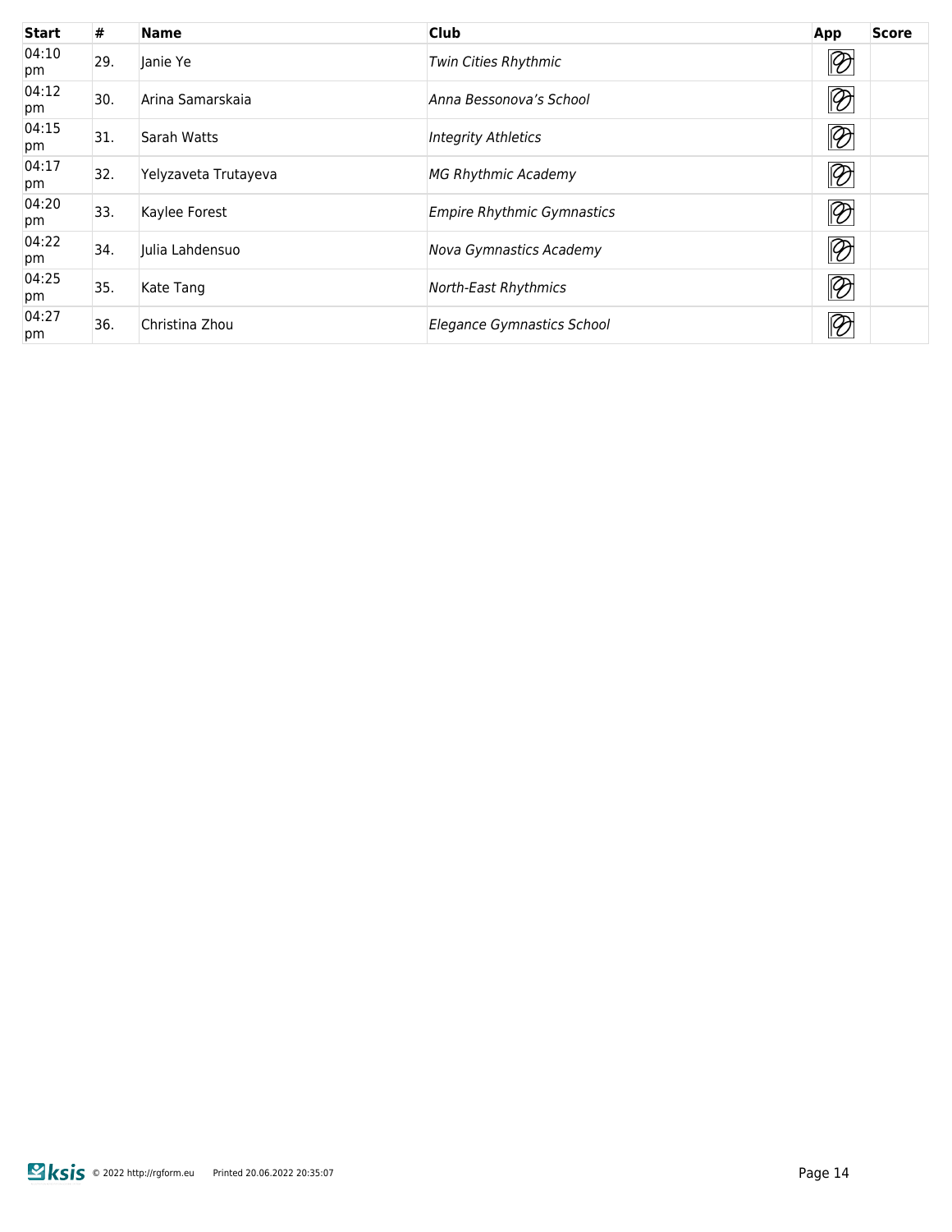| Start | # | Name | Club | App | Score |
|---|---|---|---|---|---|
| 04:10 pm | 29. | Janie Ye | *Twin Cities Rhythmic* | | |
| 04:12 pm | 30. | Arina Samarskaia | *Anna Bessonova's School* | | |
| 04:15 pm | 31. | Sarah Watts | *Integrity Athletics* | | |
| 04:17 pm | 32. | Yelyzaveta Trutayeva | *MG Rhythmic Academy* | | |
| 04:20 pm | 33. | Kaylee Forest | *Empire Rhythmic Gymnastics* | | |
| 04:22 pm | 34. | Julia Lahdensuo | *Nova Gymnastics Academy* | | |
| 04:25 pm | 35. | Kate Tang | *North-East Rhythmics* | | |
| 04:27 pm | 36. | Christina Zhou | *Elegance Gymnastics School* | | |

ksis © 2022 http://rgform.eu Printed 20.06.2022 20:35:07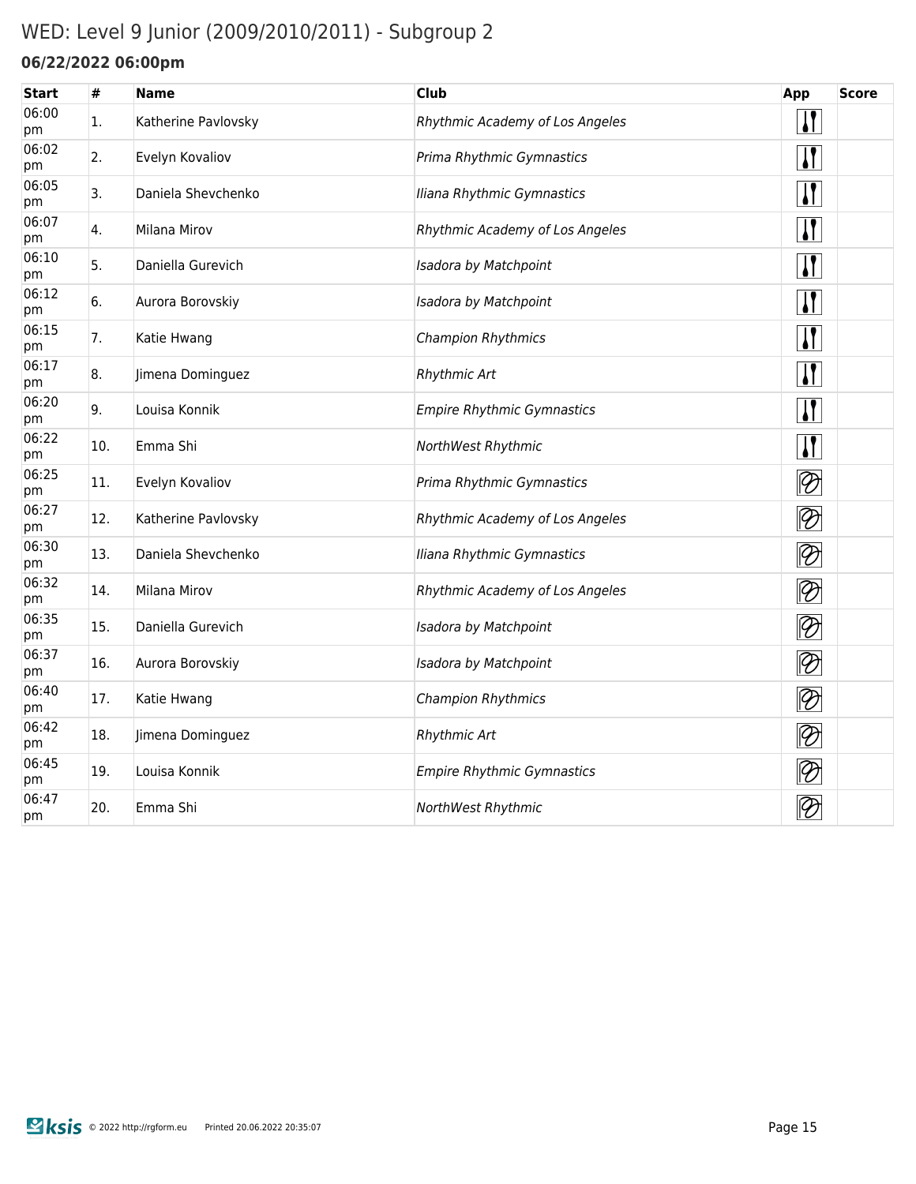# WED: Level 9 Junior (2009/2010/2011) - Subgroup 2

**06/22/2022 06:00pm**

| Start | # | Name | Club | App | Score |
|---|---|---|---|---|---|
| 06:00 pm | 1. | Katherine Pavlovsky | *Rhythmic Academy of Los Angeles* | | |
| 06:02 pm | 2. | Evelyn Kovaliov | *Prima Rhythmic Gymnastics* | | |
| 06:05 pm | 3. | Daniela Shevchenko | *Iliana Rhythmic Gymnastics* | | |
| 06:07 pm | 4. | Milana Mirov | *Rhythmic Academy of Los Angeles* | | |
| 06:10 pm | 5. | Daniella Gurevich | *Isadora by Matchpoint* | | |
| 06:12 pm | 6. | Aurora Borovskiy | *Isadora by Matchpoint* | | |
| 06:15 pm | 7. | Katie Hwang | *Champion Rhythmics* | | |
| 06:17 pm | 8. | Jimena Dominguez | *Rhythmic Art* | | |
| 06:20 pm | 9. | Louisa Konnik | *Empire Rhythmic Gymnastics* | | |
| 06:22 pm | 10. | Emma Shi | *NorthWest Rhythmic* | | |
| 06:25 pm | 11. | Evelyn Kovaliov | *Prima Rhythmic Gymnastics* | | |
| 06:27 pm | 12. | Katherine Pavlovsky | *Rhythmic Academy of Los Angeles* | | |
| 06:30 pm | 13. | Daniela Shevchenko | *Iliana Rhythmic Gymnastics* | | |
| 06:32 pm | 14. | Milana Mirov | *Rhythmic Academy of Los Angeles* | | |
| 06:35 pm | 15. | Daniella Gurevich | *Isadora by Matchpoint* | | |
| 06:37 pm | 16. | Aurora Borovskiy | *Isadora by Matchpoint* | | |
| 06:40 pm | 17. | Katie Hwang | *Champion Rhythmics* | | |
| 06:42 pm | 18. | Jimena Dominguez | *Rhythmic Art* | | |
| 06:45 pm | 19. | Louisa Konnik | *Empire Rhythmic Gymnastics* | | |
| 06:47 pm | 20. | Emma Shi | *NorthWest Rhythmic* | | |

ksis © 2022 http://rgform.eu Printed 20.06.2022 20:35:07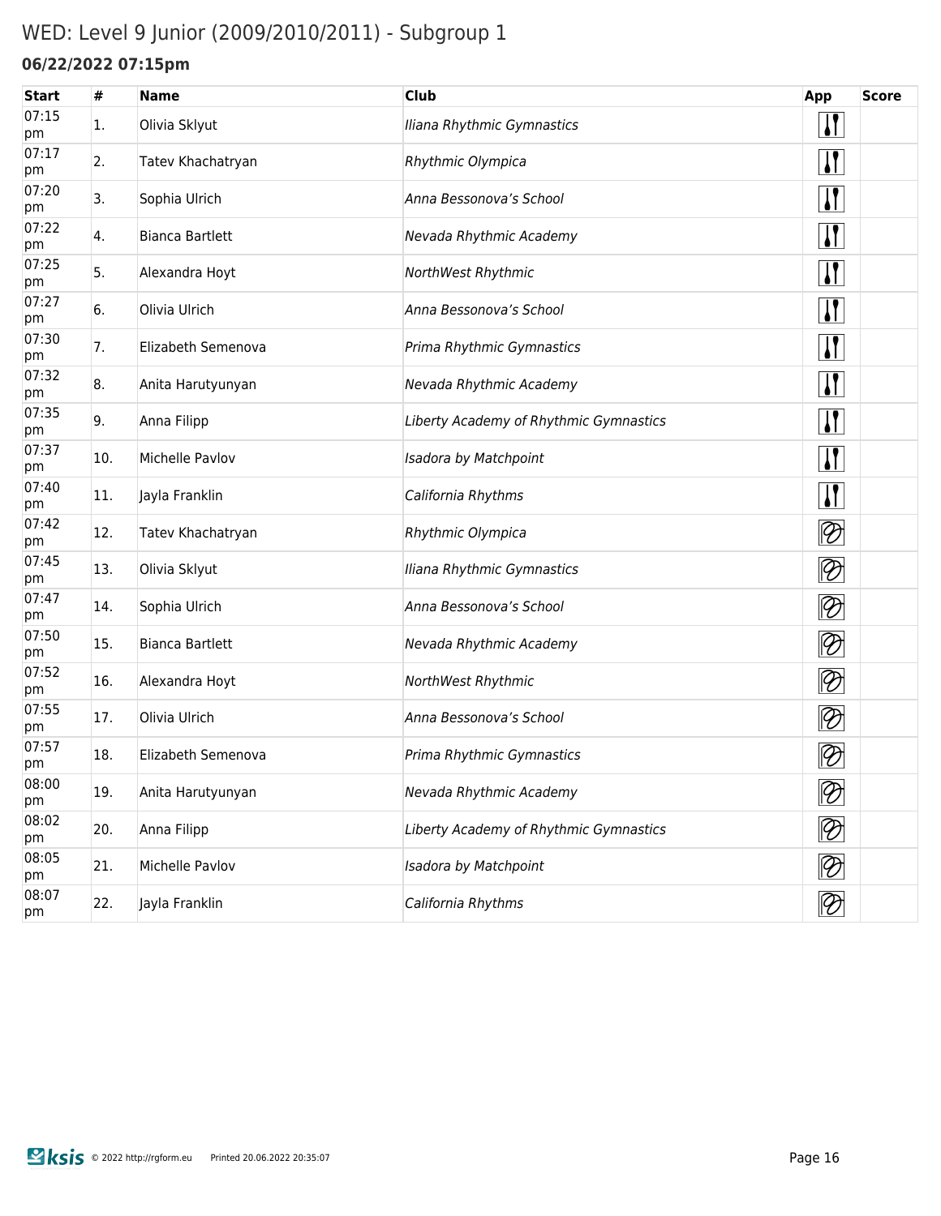# WED: Level 9 Junior (2009/2010/2011) - Subgroup 1

### 06/22/2022 07:15pm

| Start | # | Name | Club | App | Score |
|---|---|---|---|---|---|
| 07:15 pm | 1. | Olivia Sklyut | *Iliana Rhythmic Gymnastics* | | |
| 07:17 pm | 2. | Tatev Khachatryan | *Rhythmic Olympica* | | |
| 07:20 pm | 3. | Sophia Ulrich | *Anna Bessonova's School* | | |
| 07:22 pm | 4. | Bianca Bartlett | *Nevada Rhythmic Academy* | | |
| 07:25 pm | 5. | Alexandra Hoyt | *NorthWest Rhythmic* | | |
| 07:27 pm | 6. | Olivia Ulrich | *Anna Bessonova's School* | | |
| 07:30 pm | 7. | Elizabeth Semenova | *Prima Rhythmic Gymnastics* | | |
| 07:32 pm | 8. | Anita Harutyunyan | *Nevada Rhythmic Academy* | | |
| 07:35 pm | 9. | Anna Filipp | *Liberty Academy of Rhythmic Gymnastics* | | |
| 07:37 pm | 10. | Michelle Pavlov | *Isadora by Matchpoint* | | |
| 07:40 pm | 11. | Jayla Franklin | *California Rhythms* | | |
| 07:42 pm | 12. | Tatev Khachatryan | *Rhythmic Olympica* | | |
| 07:45 pm | 13. | Olivia Sklyut | *Iliana Rhythmic Gymnastics* | | |
| 07:47 pm | 14. | Sophia Ulrich | *Anna Bessonova's School* | | |
| 07:50 pm | 15. | Bianca Bartlett | *Nevada Rhythmic Academy* | | |
| 07:52 pm | 16. | Alexandra Hoyt | *NorthWest Rhythmic* | | |
| 07:55 pm | 17. | Olivia Ulrich | *Anna Bessonova's School* | | |
| 07:57 pm | 18. | Elizabeth Semenova | *Prima Rhythmic Gymnastics* | | |
| 08:00 pm | 19. | Anita Harutyunyan | *Nevada Rhythmic Academy* | | |
| 08:02 pm | 20. | Anna Filipp | *Liberty Academy of Rhythmic Gymnastics* | | |
| 08:05 pm | 21. | Michelle Pavlov | *Isadora by Matchpoint* | | |
| 08:07 pm | 22. | Jayla Franklin | *California Rhythms* | | |

© 2022 http://rgform.eu Printed 20.06.2022 20:35:07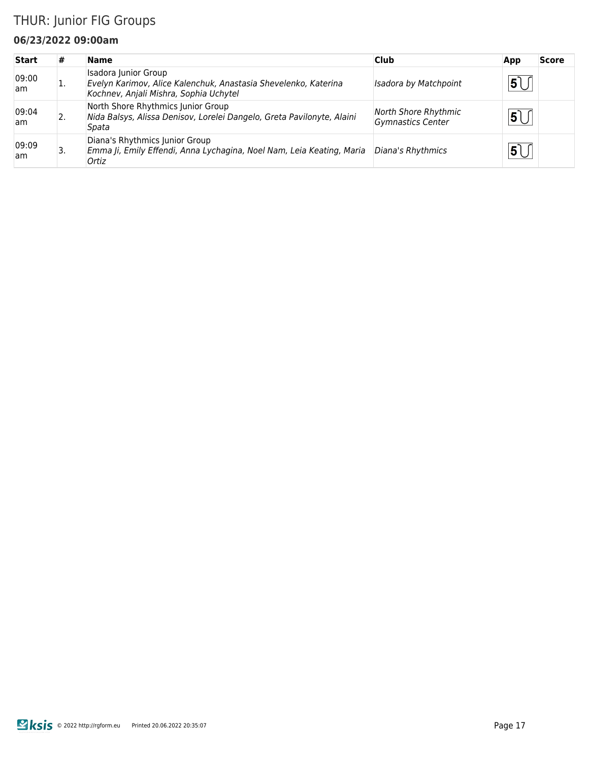# THUR: Junior FIG Groups

### 06/23/2022 09:00am

| Start | # | Name | Club | App | Score |
|---|---|---|---|---|---|
| 09:00 am | 1. | Isadora Junior Group<br>*Evelyn Karimov, Alice Kalenchuk, Anastasia Shevelenko, Katerina Kochnev, Anjali Mishra, Sophia Uchytel* | *Isadora by Matchpoint* | 5 | |
| 09:04 am | 2. | North Shore Rhythmics Junior Group<br>*Nida Balsys, Alissa Denisov, Lorelei Dangelo, Greta Pavilonyte, Alaini Spata* | *North Shore Rhythmic Gymnastics Center* | 5 | |
| 09:09 am | 3. | Diana's Rhythmics Junior Group<br>*Emma Ji, Emily Effendi, Anna Lychagina, Noel Nam, Leia Keating, Maria Ortiz* | *Diana's Rhythmics* | 5 | |

ksis © 2022 http://rgform.eu Printed 20.06.2022 20:35:07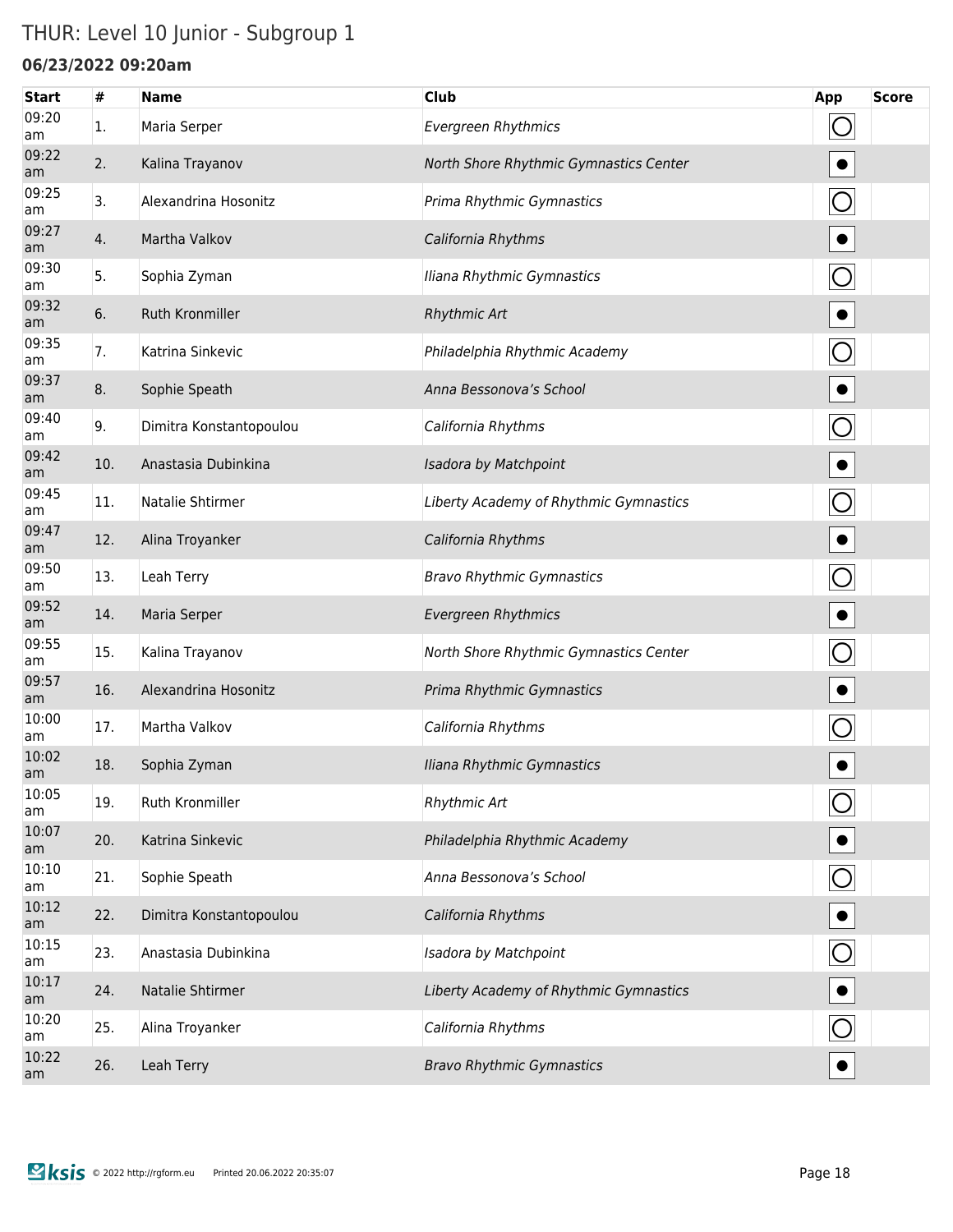# THUR: Level 10 Junior - Subgroup 1

**06/23/2022 09:20am**

| Start | # | Name | Club | App | Score |
|---|---|---|---|---|---|
| 09:20 am | 1. | Maria Serper | *Evergreen Rhythmics* | ◯ | |
| 09:22 am | 2. | Kalina Trayanov | *North Shore Rhythmic Gymnastics Center* | ● | |
| 09:25 am | 3. | Alexandrina Hosonitz | *Prima Rhythmic Gymnastics* | ◯ | |
| 09:27 am | 4. | Martha Valkov | *California Rhythms* | ● | |
| 09:30 am | 5. | Sophia Zyman | *Iliana Rhythmic Gymnastics* | ◯ | |
| 09:32 am | 6. | Ruth Kronmiller | *Rhythmic Art* | ● | |
| 09:35 am | 7. | Katrina Sinkevic | *Philadelphia Rhythmic Academy* | ◯ | |
| 09:37 am | 8. | Sophie Speath | *Anna Bessonova's School* | ● | |
| 09:40 am | 9. | Dimitra Konstantopoulou | *California Rhythms* | ◯ | |
| 09:42 am | 10. | Anastasia Dubinkina | *Isadora by Matchpoint* | ● | |
| 09:45 am | 11. | Natalie Shtirmer | *Liberty Academy of Rhythmic Gymnastics* | ◯ | |
| 09:47 am | 12. | Alina Troyanker | *California Rhythms* | ● | |
| 09:50 am | 13. | Leah Terry | *Bravo Rhythmic Gymnastics* | ◯ | |
| 09:52 am | 14. | Maria Serper | *Evergreen Rhythmics* | ● | |
| 09:55 am | 15. | Kalina Trayanov | *North Shore Rhythmic Gymnastics Center* | ◯ | |
| 09:57 am | 16. | Alexandrina Hosonitz | *Prima Rhythmic Gymnastics* | ● | |
| 10:00 am | 17. | Martha Valkov | *California Rhythms* | ◯ | |
| 10:02 am | 18. | Sophia Zyman | *Iliana Rhythmic Gymnastics* | ● | |
| 10:05 am | 19. | Ruth Kronmiller | *Rhythmic Art* | ◯ | |
| 10:07 am | 20. | Katrina Sinkevic | *Philadelphia Rhythmic Academy* | ● | |
| 10:10 am | 21. | Sophie Speath | *Anna Bessonova's School* | ◯ | |
| 10:12 am | 22. | Dimitra Konstantopoulou | *California Rhythms* | ● | |
| 10:15 am | 23. | Anastasia Dubinkina | *Isadora by Matchpoint* | ◯ | |
| 10:17 am | 24. | Natalie Shtirmer | *Liberty Academy of Rhythmic Gymnastics* | ● | |
| 10:20 am | 25. | Alina Troyanker | *California Rhythms* | ◯ | |
| 10:22 am | 26. | Leah Terry | *Bravo Rhythmic Gymnastics* | ● | |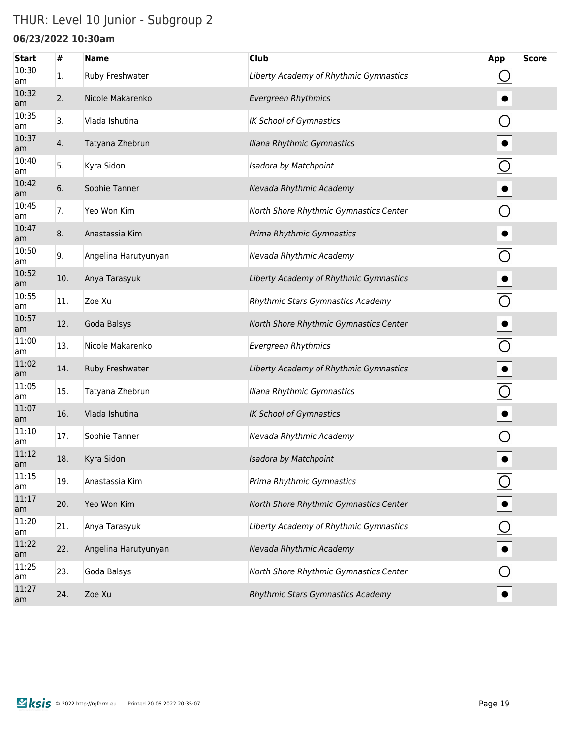# THUR: Level 10 Junior - Subgroup 2

**06/23/2022 10:30am**

| Start | # | Name | Club | App | Score |
|---|---|---|---|---|---|
| 10:30 am | 1. | Ruby Freshwater | *Liberty Academy of Rhythmic Gymnastics* | ◯ | |
| 10:32 am | 2. | Nicole Makarenko | *Evergreen Rhythmics* | ● | |
| 10:35 am | 3. | Vlada Ishutina | *IK School of Gymnastics* | ◯ | |
| 10:37 am | 4. | Tatyana Zhebrun | *Iliana Rhythmic Gymnastics* | ● | |
| 10:40 am | 5. | Kyra Sidon | *Isadora by Matchpoint* | ◯ | |
| 10:42 am | 6. | Sophie Tanner | *Nevada Rhythmic Academy* | ● | |
| 10:45 am | 7. | Yeo Won Kim | *North Shore Rhythmic Gymnastics Center* | ◯ | |
| 10:47 am | 8. | Anastassia Kim | *Prima Rhythmic Gymnastics* | ● | |
| 10:50 am | 9. | Angelina Harutyunyan | *Nevada Rhythmic Academy* | ◯ | |
| 10:52 am | 10. | Anya Tarasyuk | *Liberty Academy of Rhythmic Gymnastics* | ● | |
| 10:55 am | 11. | Zoe Xu | *Rhythmic Stars Gymnastics Academy* | ◯ | |
| 10:57 am | 12. | Goda Balsys | *North Shore Rhythmic Gymnastics Center* | ● | |
| 11:00 am | 13. | Nicole Makarenko | *Evergreen Rhythmics* | ◯ | |
| 11:02 am | 14. | Ruby Freshwater | *Liberty Academy of Rhythmic Gymnastics* | ● | |
| 11:05 am | 15. | Tatyana Zhebrun | *Iliana Rhythmic Gymnastics* | ◯ | |
| 11:07 am | 16. | Vlada Ishutina | *IK School of Gymnastics* | ● | |
| 11:10 am | 17. | Sophie Tanner | *Nevada Rhythmic Academy* | ◯ | |
| 11:12 am | 18. | Kyra Sidon | *Isadora by Matchpoint* | ● | |
| 11:15 am | 19. | Anastassia Kim | *Prima Rhythmic Gymnastics* | ◯ | |
| 11:17 am | 20. | Yeo Won Kim | *North Shore Rhythmic Gymnastics Center* | ● | |
| 11:20 am | 21. | Anya Tarasyuk | *Liberty Academy of Rhythmic Gymnastics* | ◯ | |
| 11:22 am | 22. | Angelina Harutyunyan | *Nevada Rhythmic Academy* | ● | |
| 11:25 am | 23. | Goda Balsys | *North Shore Rhythmic Gymnastics Center* | ◯ | |
| 11:27 am | 24. | Zoe Xu | *Rhythmic Stars Gymnastics Academy* | ● | |

ksis © 2022 http://rgform.eu Printed 20.06.2022 20:35:07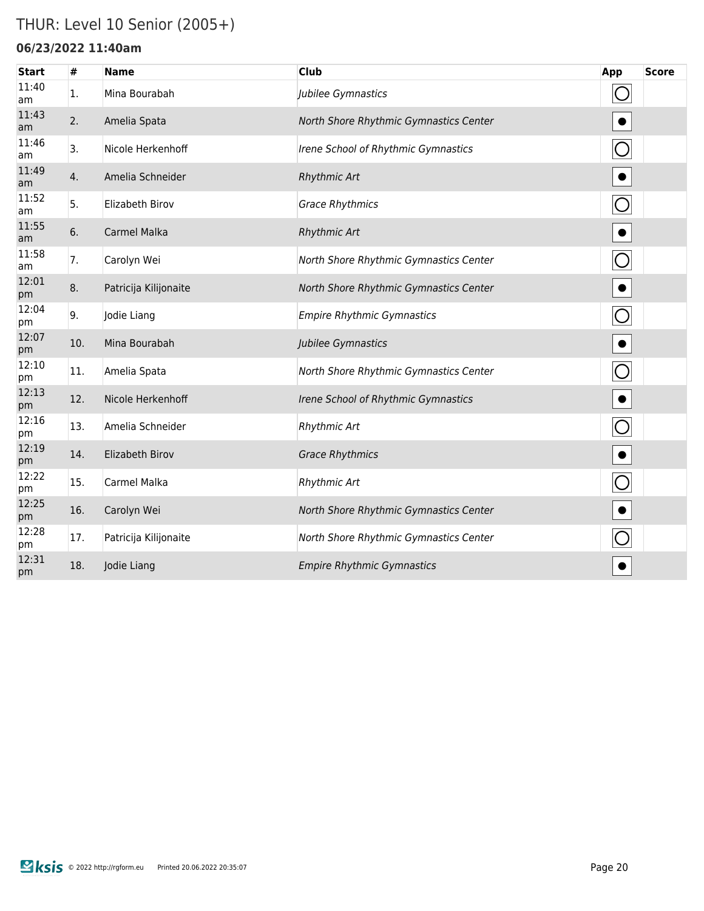# THUR: Level 10 Senior (2005+)

### 06/23/2022 11:40am

| Start | # | Name | Club | App | Score |
|---|---|---|---|---|---|
| 11:40 am | 1. | Mina Bourabah | *Jubilee Gymnastics* | ○ | |
| 11:43 am | 2. | Amelia Spata | *North Shore Rhythmic Gymnastics Center* | ● | |
| 11:46 am | 3. | Nicole Herkenhoff | *Irene School of Rhythmic Gymnastics* | ○ | |
| 11:49 am | 4. | Amelia Schneider | *Rhythmic Art* | ● | |
| 11:52 am | 5. | Elizabeth Birov | *Grace Rhythmics* | ○ | |
| 11:55 am | 6. | Carmel Malka | *Rhythmic Art* | ● | |
| 11:58 am | 7. | Carolyn Wei | *North Shore Rhythmic Gymnastics Center* | ○ | |
| 12:01 pm | 8. | Patricija Kilijonaite | *North Shore Rhythmic Gymnastics Center* | ● | |
| 12:04 pm | 9. | Jodie Liang | *Empire Rhythmic Gymnastics* | ○ | |
| 12:07 pm | 10. | Mina Bourabah | *Jubilee Gymnastics* | ● | |
| 12:10 pm | 11. | Amelia Spata | *North Shore Rhythmic Gymnastics Center* | ○ | |
| 12:13 pm | 12. | Nicole Herkenhoff | *Irene School of Rhythmic Gymnastics* | ● | |
| 12:16 pm | 13. | Amelia Schneider | *Rhythmic Art* | ○ | |
| 12:19 pm | 14. | Elizabeth Birov | *Grace Rhythmics* | ● | |
| 12:22 pm | 15. | Carmel Malka | *Rhythmic Art* | ○ | |
| 12:25 pm | 16. | Carolyn Wei | *North Shore Rhythmic Gymnastics Center* | ● | |
| 12:28 pm | 17. | Patricija Kilijonaite | *North Shore Rhythmic Gymnastics Center* | ○ | |
| 12:31 pm | 18. | Jodie Liang | *Empire Rhythmic Gymnastics* | ● | |

ksis © 2022 http://rgform.eu Printed 20.06.2022 20:35:07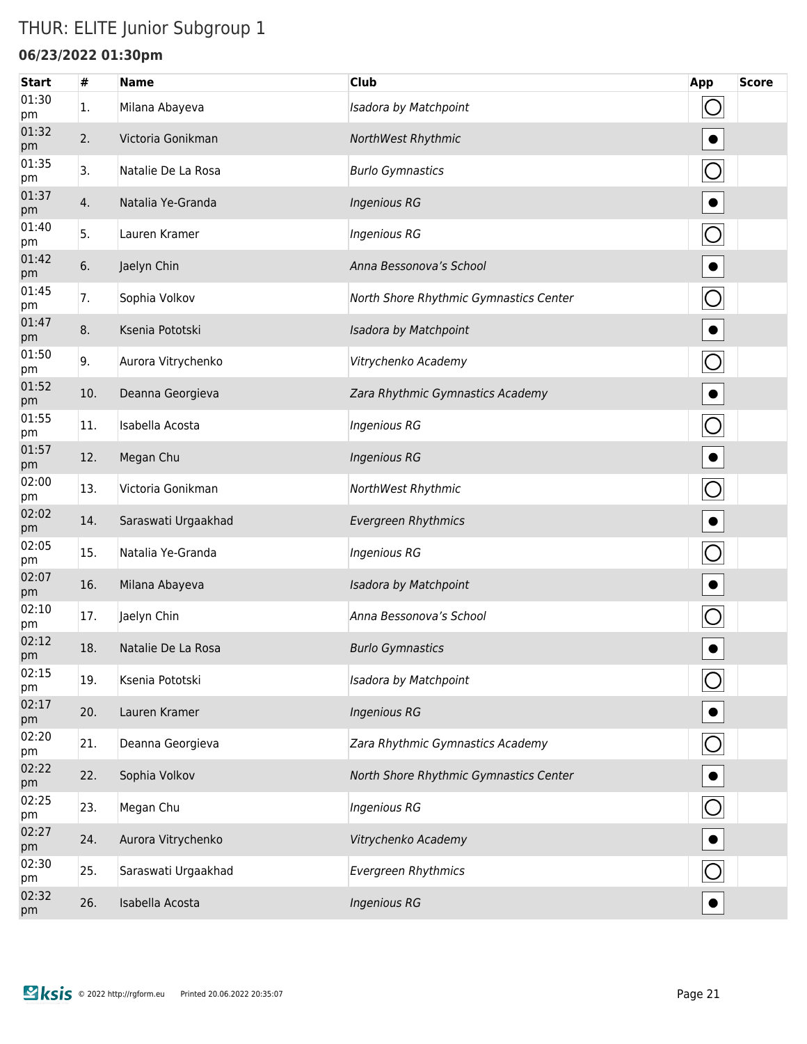# THUR: ELITE Junior Subgroup 1

**06/23/2022 01:30pm**

| Start | # | Name | Club | App | Score |
|---|---|---|---|---|---|
| 01:30 pm | 1. | Milana Abayeva | *Isadora by Matchpoint* | ◯ | |
| 01:32 pm | 2. | Victoria Gonikman | *NorthWest Rhythmic* | ● | |
| 01:35 pm | 3. | Natalie De La Rosa | *Burlo Gymnastics* | ◯ | |
| 01:37 pm | 4. | Natalia Ye-Granda | *Ingenious RG* | ● | |
| 01:40 pm | 5. | Lauren Kramer | *Ingenious RG* | ◯ | |
| 01:42 pm | 6. | Jaelyn Chin | *Anna Bessonova's School* | ● | |
| 01:45 pm | 7. | Sophia Volkov | *North Shore Rhythmic Gymnastics Center* | ◯ | |
| 01:47 pm | 8. | Ksenia Pototski | *Isadora by Matchpoint* | ● | |
| 01:50 pm | 9. | Aurora Vitrychenko | *Vitrychenko Academy* | ◯ | |
| 01:52 pm | 10. | Deanna Georgieva | *Zara Rhythmic Gymnastics Academy* | ● | |
| 01:55 pm | 11. | Isabella Acosta | *Ingenious RG* | ◯ | |
| 01:57 pm | 12. | Megan Chu | *Ingenious RG* | ● | |
| 02:00 pm | 13. | Victoria Gonikman | *NorthWest Rhythmic* | ◯ | |
| 02:02 pm | 14. | Saraswati Urgaakhad | *Evergreen Rhythmics* | ● | |
| 02:05 pm | 15. | Natalia Ye-Granda | *Ingenious RG* | ◯ | |
| 02:07 pm | 16. | Milana Abayeva | *Isadora by Matchpoint* | ● | |
| 02:10 pm | 17. | Jaelyn Chin | *Anna Bessonova's School* | ◯ | |
| 02:12 pm | 18. | Natalie De La Rosa | *Burlo Gymnastics* | ● | |
| 02:15 pm | 19. | Ksenia Pototski | *Isadora by Matchpoint* | ◯ | |
| 02:17 pm | 20. | Lauren Kramer | *Ingenious RG* | ● | |
| 02:20 pm | 21. | Deanna Georgieva | *Zara Rhythmic Gymnastics Academy* | ◯ | |
| 02:22 pm | 22. | Sophia Volkov | *North Shore Rhythmic Gymnastics Center* | ● | |
| 02:25 pm | 23. | Megan Chu | *Ingenious RG* | ◯ | |
| 02:27 pm | 24. | Aurora Vitrychenko | *Vitrychenko Academy* | ● | |
| 02:30 pm | 25. | Saraswati Urgaakhad | *Evergreen Rhythmics* | ◯ | |
| 02:32 pm | 26. | Isabella Acosta | *Ingenious RG* | ● | |

ksis © 2022 http://rgform.eu Printed 20.06.2022 20:35:07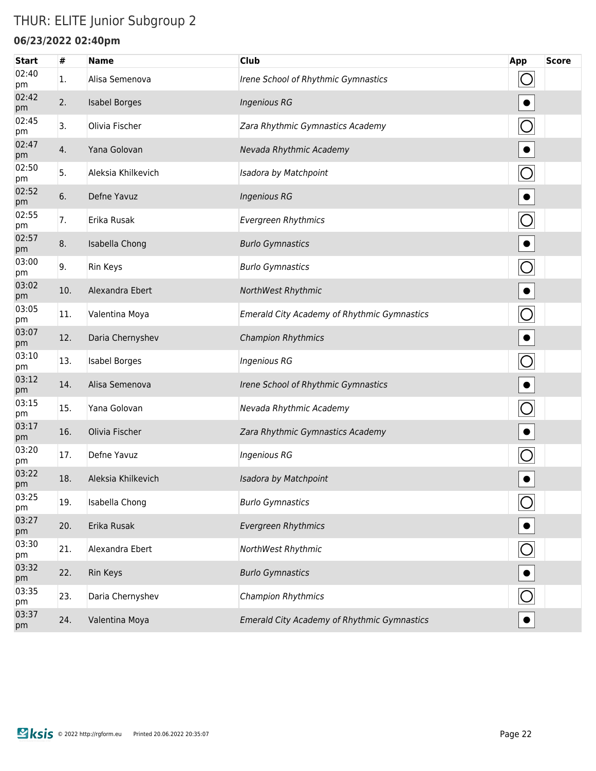# THUR: ELITE Junior Subgroup 2

**06/23/2022 02:40pm**

| Start | # | Name | Club | App | Score |
|---|---|---|---|---|---|
| 02:40 pm | 1. | Alisa Semenova | *Irene School of Rhythmic Gymnastics* | ◯ | |
| 02:42 pm | 2. | Isabel Borges | *Ingenious RG* | ● | |
| 02:45 pm | 3. | Olivia Fischer | *Zara Rhythmic Gymnastics Academy* | ◯ | |
| 02:47 pm | 4. | Yana Golovan | *Nevada Rhythmic Academy* | ● | |
| 02:50 pm | 5. | Aleksia Khilkevich | *Isadora by Matchpoint* | ◯ | |
| 02:52 pm | 6. | Defne Yavuz | *Ingenious RG* | ● | |
| 02:55 pm | 7. | Erika Rusak | *Evergreen Rhythmics* | ◯ | |
| 02:57 pm | 8. | Isabella Chong | *Burlo Gymnastics* | ● | |
| 03:00 pm | 9. | Rin Keys | *Burlo Gymnastics* | ◯ | |
| 03:02 pm | 10. | Alexandra Ebert | *NorthWest Rhythmic* | ● | |
| 03:05 pm | 11. | Valentina Moya | *Emerald City Academy of Rhythmic Gymnastics* | ◯ | |
| 03:07 pm | 12. | Daria Chernyshev | *Champion Rhythmics* | ● | |
| 03:10 pm | 13. | Isabel Borges | *Ingenious RG* | ◯ | |
| 03:12 pm | 14. | Alisa Semenova | *Irene School of Rhythmic Gymnastics* | ● | |
| 03:15 pm | 15. | Yana Golovan | *Nevada Rhythmic Academy* | ◯ | |
| 03:17 pm | 16. | Olivia Fischer | *Zara Rhythmic Gymnastics Academy* | ● | |
| 03:20 pm | 17. | Defne Yavuz | *Ingenious RG* | ◯ | |
| 03:22 pm | 18. | Aleksia Khilkevich | *Isadora by Matchpoint* | ● | |
| 03:25 pm | 19. | Isabella Chong | *Burlo Gymnastics* | ◯ | |
| 03:27 pm | 20. | Erika Rusak | *Evergreen Rhythmics* | ● | |
| 03:30 pm | 21. | Alexandra Ebert | *NorthWest Rhythmic* | ◯ | |
| 03:32 pm | 22. | Rin Keys | *Burlo Gymnastics* | ● | |
| 03:35 pm | 23. | Daria Chernyshev | *Champion Rhythmics* | ◯ | |
| 03:37 pm | 24. | Valentina Moya | *Emerald City Academy of Rhythmic Gymnastics* | ● | |

ksis © 2022 http://rgform.eu Printed 20.06.2022 20:35:07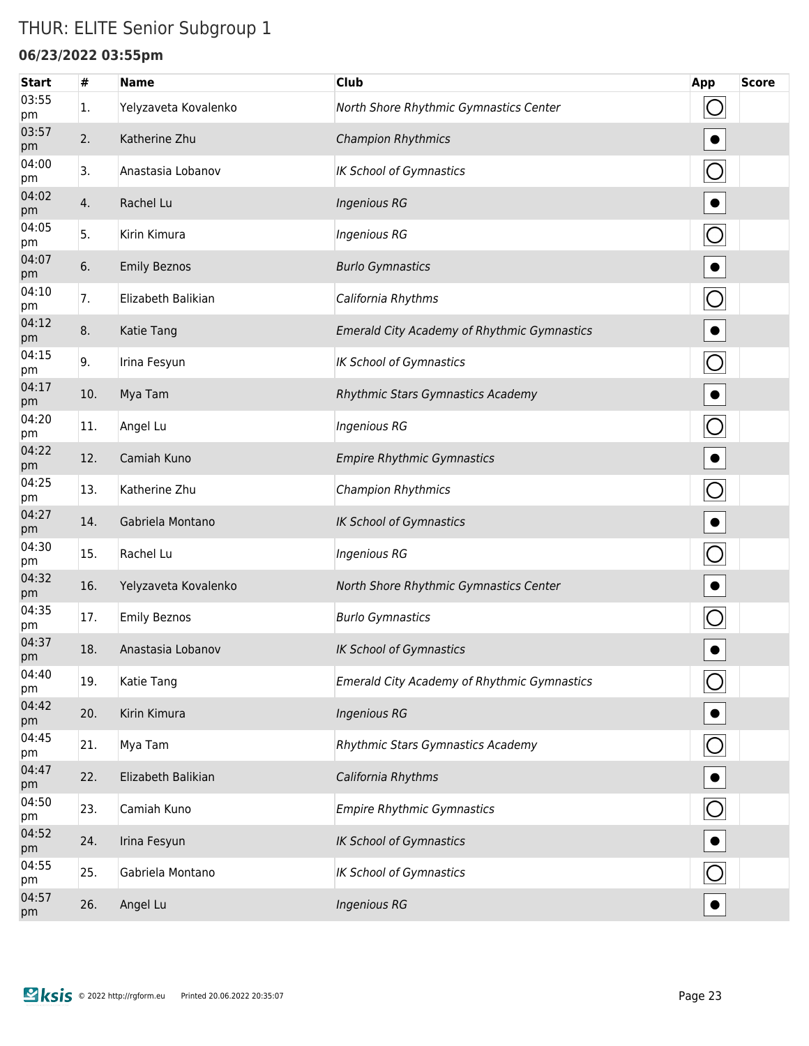# THUR: ELITE Senior Subgroup 1

### 06/23/2022 03:55pm

| Start | # | Name | Club | App | Score |
|---|---|---|---|---|---|
| 03:55 pm | 1. | Yelyzaveta Kovalenko | *North Shore Rhythmic Gymnastics Center* | ◯ | |
| 03:57 pm | 2. | Katherine Zhu | *Champion Rhythmics* | ● | |
| 04:00 pm | 3. | Anastasia Lobanov | *IK School of Gymnastics* | ◯ | |
| 04:02 pm | 4. | Rachel Lu | *Ingenious RG* | ● | |
| 04:05 pm | 5. | Kirin Kimura | *Ingenious RG* | ◯ | |
| 04:07 pm | 6. | Emily Beznos | *Burlo Gymnastics* | ● | |
| 04:10 pm | 7. | Elizabeth Balikian | *California Rhythms* | ◯ | |
| 04:12 pm | 8. | Katie Tang | *Emerald City Academy of Rhythmic Gymnastics* | ● | |
| 04:15 pm | 9. | Irina Fesyun | *IK School of Gymnastics* | ◯ | |
| 04:17 pm | 10. | Mya Tam | *Rhythmic Stars Gymnastics Academy* | ● | |
| 04:20 pm | 11. | Angel Lu | *Ingenious RG* | ◯ | |
| 04:22 pm | 12. | Camiah Kuno | *Empire Rhythmic Gymnastics* | ● | |
| 04:25 pm | 13. | Katherine Zhu | *Champion Rhythmics* | ◯ | |
| 04:27 pm | 14. | Gabriela Montano | *IK School of Gymnastics* | ● | |
| 04:30 pm | 15. | Rachel Lu | *Ingenious RG* | ◯ | |
| 04:32 pm | 16. | Yelyzaveta Kovalenko | *North Shore Rhythmic Gymnastics Center* | ● | |
| 04:35 pm | 17. | Emily Beznos | *Burlo Gymnastics* | ◯ | |
| 04:37 pm | 18. | Anastasia Lobanov | *IK School of Gymnastics* | ● | |
| 04:40 pm | 19. | Katie Tang | *Emerald City Academy of Rhythmic Gymnastics* | ◯ | |
| 04:42 pm | 20. | Kirin Kimura | *Ingenious RG* | ● | |
| 04:45 pm | 21. | Mya Tam | *Rhythmic Stars Gymnastics Academy* | ◯ | |
| 04:47 pm | 22. | Elizabeth Balikian | *California Rhythms* | ● | |
| 04:50 pm | 23. | Camiah Kuno | *Empire Rhythmic Gymnastics* | ◯ | |
| 04:52 pm | 24. | Irina Fesyun | *IK School of Gymnastics* | ● | |
| 04:55 pm | 25. | Gabriela Montano | *IK School of Gymnastics* | ◯ | |
| 04:57 pm | 26. | Angel Lu | *Ingenious RG* | ● | |

ksis © 2022 http://rgform.eu Printed 20.06.2022 20:35:07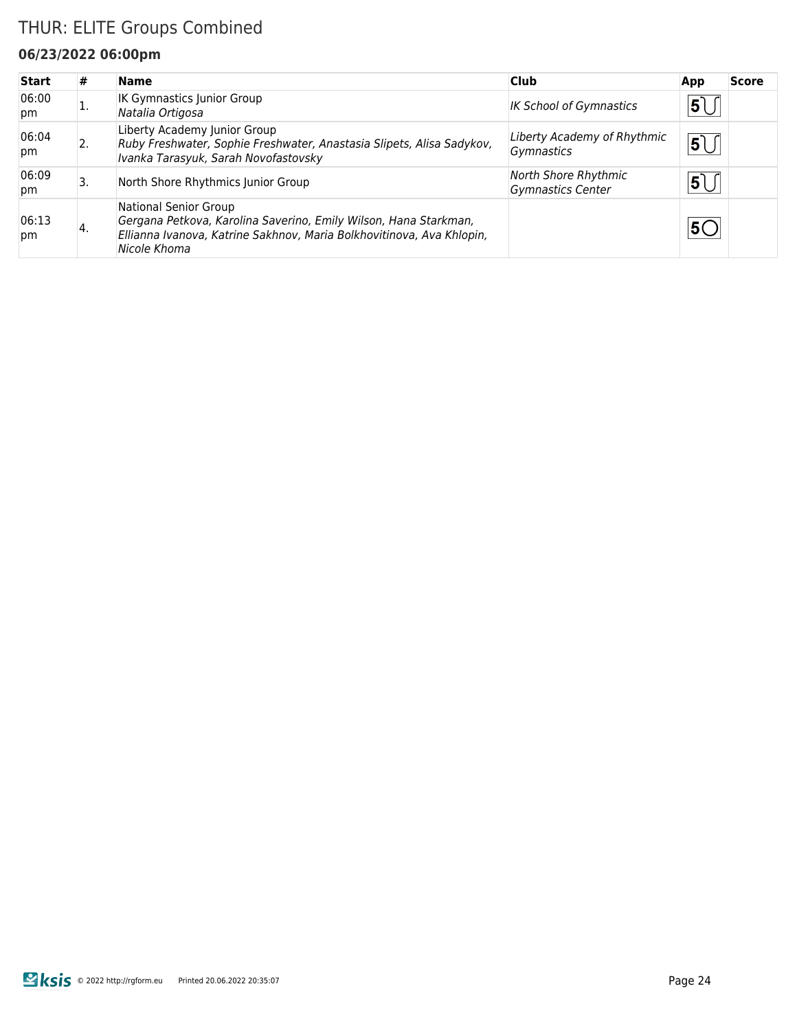# THUR: ELITE Groups Combined

### 06/23/2022 06:00pm

| Start | # | Name | Club | App | Score |
|---|---|---|---|---|---|
| 06:00 pm | 1. | IK Gymnastics Junior Group<br>*Natalia Ortigosa* | *IK School of Gymnastics* | 5 | |
| 06:04 pm | 2. | Liberty Academy Junior Group<br>*Ruby Freshwater, Sophie Freshwater, Anastasia Slipets, Alisa Sadykov, Ivanka Tarasyuk, Sarah Novofastovsky* | *Liberty Academy of Rhythmic Gymnastics* | 5 | |
| 06:09 pm | 3. | North Shore Rhythmics Junior Group | *North Shore Rhythmic Gymnastics Center* | 5 | |
| 06:13 pm | 4. | National Senior Group<br>*Gergana Petkova, Karolina Saverino, Emily Wilson, Hana Starkman, Ellianna Ivanova, Katrine Sakhnov, Maria Bolkhovitinova, Ava Khlopin, Nicole Khoma* | | 5 | |

© 2022 http://rgform.eu Printed 20.06.2022 20:35:07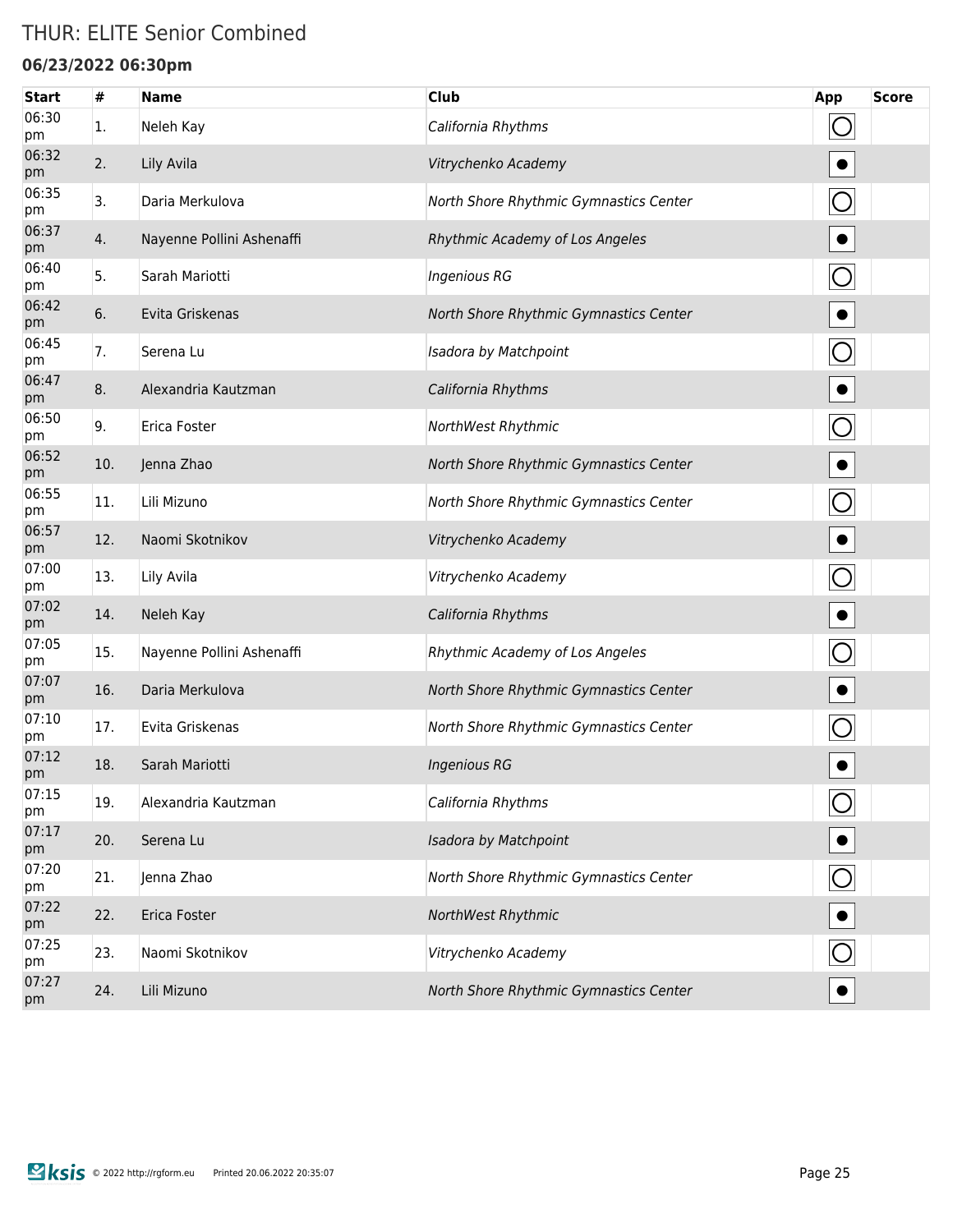# THUR: ELITE Senior Combined

### 06/23/2022 06:30pm

| Start | # | Name | Club | App | Score |
|---|---|---|---|---|---|
| 06:30 pm | 1. | Neleh Kay | *California Rhythms* | ◯ | |
| 06:32 pm | 2. | Lily Avila | *Vitrychenko Academy* | ● | |
| 06:35 pm | 3. | Daria Merkulova | *North Shore Rhythmic Gymnastics Center* | ◯ | |
| 06:37 pm | 4. | Nayenne Pollini Ashenaffi | *Rhythmic Academy of Los Angeles* | ● | |
| 06:40 pm | 5. | Sarah Mariotti | *Ingenious RG* | ◯ | |
| 06:42 pm | 6. | Evita Griskenas | *North Shore Rhythmic Gymnastics Center* | ● | |
| 06:45 pm | 7. | Serena Lu | *Isadora by Matchpoint* | ◯ | |
| 06:47 pm | 8. | Alexandria Kautzman | *California Rhythms* | ● | |
| 06:50 pm | 9. | Erica Foster | *NorthWest Rhythmic* | ◯ | |
| 06:52 pm | 10. | Jenna Zhao | *North Shore Rhythmic Gymnastics Center* | ● | |
| 06:55 pm | 11. | Lili Mizuno | *North Shore Rhythmic Gymnastics Center* | ◯ | |
| 06:57 pm | 12. | Naomi Skotnikov | *Vitrychenko Academy* | ● | |
| 07:00 pm | 13. | Lily Avila | *Vitrychenko Academy* | ◯ | |
| 07:02 pm | 14. | Neleh Kay | *California Rhythms* | ● | |
| 07:05 pm | 15. | Nayenne Pollini Ashenaffi | *Rhythmic Academy of Los Angeles* | ◯ | |
| 07:07 pm | 16. | Daria Merkulova | *North Shore Rhythmic Gymnastics Center* | ● | |
| 07:10 pm | 17. | Evita Griskenas | *North Shore Rhythmic Gymnastics Center* | ◯ | |
| 07:12 pm | 18. | Sarah Mariotti | *Ingenious RG* | ● | |
| 07:15 pm | 19. | Alexandria Kautzman | *California Rhythms* | ◯ | |
| 07:17 pm | 20. | Serena Lu | *Isadora by Matchpoint* | ● | |
| 07:20 pm | 21. | Jenna Zhao | *North Shore Rhythmic Gymnastics Center* | ◯ | |
| 07:22 pm | 22. | Erica Foster | *NorthWest Rhythmic* | ● | |
| 07:25 pm | 23. | Naomi Skotnikov | *Vitrychenko Academy* | ◯ | |
| 07:27 pm | 24. | Lili Mizuno | *North Shore Rhythmic Gymnastics Center* | ● | |

ksis © 2022 http://rgform.eu Printed 20.06.2022 20:35:07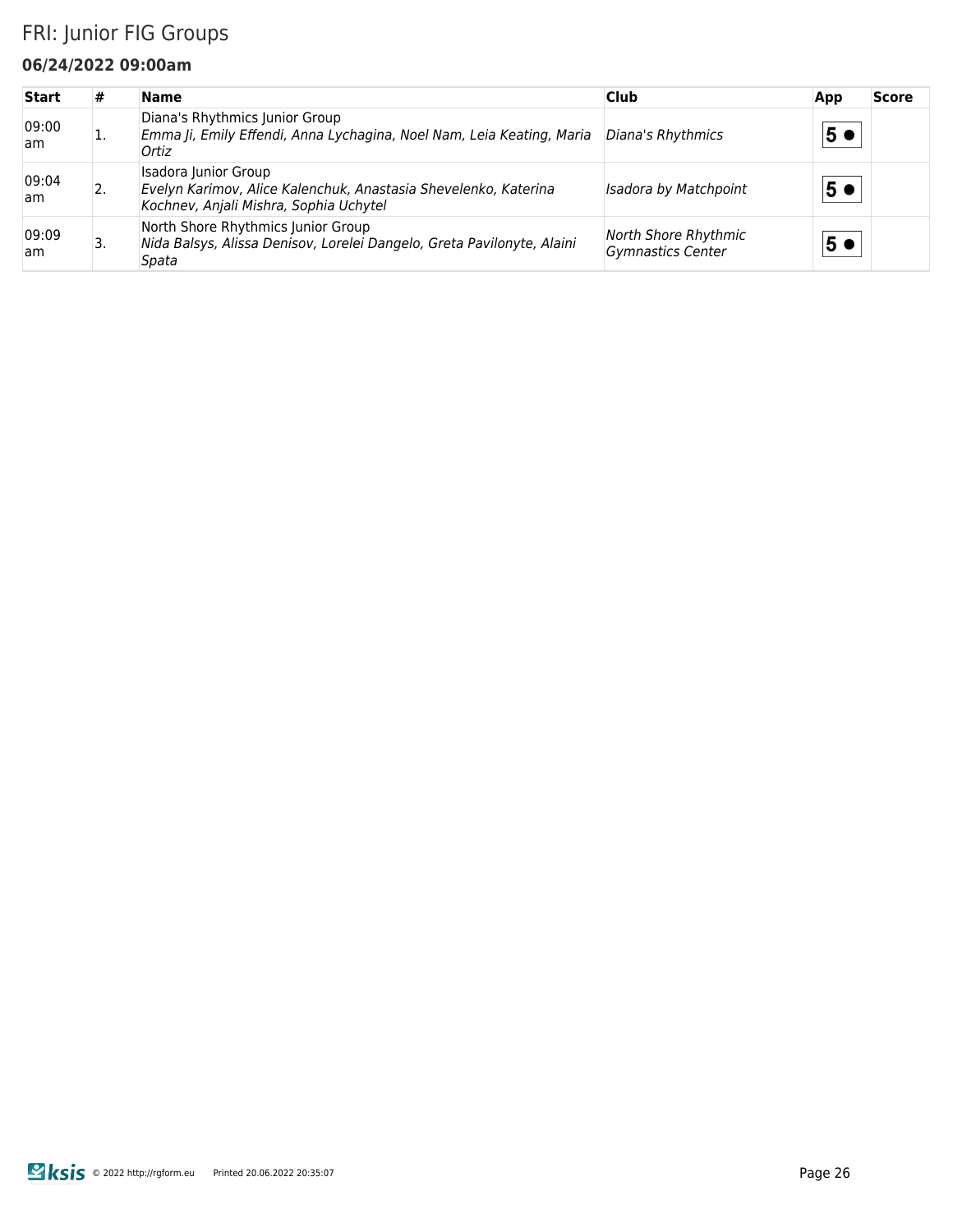# FRI: Junior FIG Groups

### 06/24/2022 09:00am

| Start | # | Name | Club | App | Score |
|---|---|---|---|---|---|
| 09:00 am | 1. | Diana's Rhythmics Junior Group<br>*Emma Ji, Emily Effendi, Anna Lychagina, Noel Nam, Leia Keating, Maria Ortiz* | *Diana's Rhythmics* | 5 ● | |
| 09:04 am | 2. | Isadora Junior Group<br>*Evelyn Karimov, Alice Kalenchuk, Anastasia Shevelenko, Katerina Kochnev, Anjali Mishra, Sophia Uchytel* | *Isadora by Matchpoint* | 5 ● | |
| 09:09 am | 3. | North Shore Rhythmics Junior Group<br>*Nida Balsys, Alissa Denisov, Lorelei Dangelo, Greta Pavilonyte, Alaini Spata* | *North Shore Rhythmic Gymnastics Center* | 5 ● | |

ksis © 2022 http://rgform.eu Printed 20.06.2022 20:35:07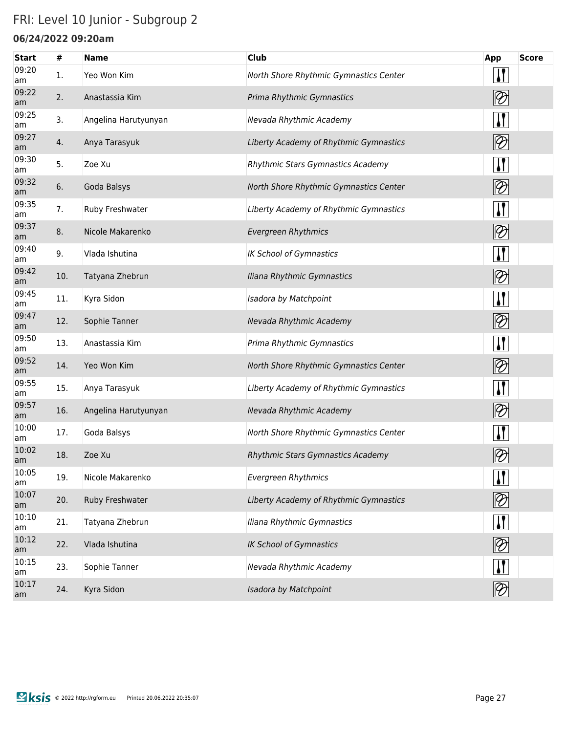# FRI: Level 10 Junior - Subgroup 2

**06/24/2022 09:20am**

| Start | # | Name | Club | App | Score |
|---|---|---|---|---|---|
| 09:20 am | 1. | Yeo Won Kim | *North Shore Rhythmic Gymnastics Center* | | |
| 09:22 am | 2. | Anastassia Kim | *Prima Rhythmic Gymnastics* | | |
| 09:25 am | 3. | Angelina Harutyunyan | *Nevada Rhythmic Academy* | | |
| 09:27 am | 4. | Anya Tarasyuk | *Liberty Academy of Rhythmic Gymnastics* | | |
| 09:30 am | 5. | Zoe Xu | *Rhythmic Stars Gymnastics Academy* | | |
| 09:32 am | 6. | Goda Balsys | *North Shore Rhythmic Gymnastics Center* | | |
| 09:35 am | 7. | Ruby Freshwater | *Liberty Academy of Rhythmic Gymnastics* | | |
| 09:37 am | 8. | Nicole Makarenko | *Evergreen Rhythmics* | | |
| 09:40 am | 9. | Vlada Ishutina | *IK School of Gymnastics* | | |
| 09:42 am | 10. | Tatyana Zhebrun | *Iliana Rhythmic Gymnastics* | | |
| 09:45 am | 11. | Kyra Sidon | *Isadora by Matchpoint* | | |
| 09:47 am | 12. | Sophie Tanner | *Nevada Rhythmic Academy* | | |
| 09:50 am | 13. | Anastassia Kim | *Prima Rhythmic Gymnastics* | | |
| 09:52 am | 14. | Yeo Won Kim | *North Shore Rhythmic Gymnastics Center* | | |
| 09:55 am | 15. | Anya Tarasyuk | *Liberty Academy of Rhythmic Gymnastics* | | |
| 09:57 am | 16. | Angelina Harutyunyan | *Nevada Rhythmic Academy* | | |
| 10:00 am | 17. | Goda Balsys | *North Shore Rhythmic Gymnastics Center* | | |
| 10:02 am | 18. | Zoe Xu | *Rhythmic Stars Gymnastics Academy* | | |
| 10:05 am | 19. | Nicole Makarenko | *Evergreen Rhythmics* | | |
| 10:07 am | 20. | Ruby Freshwater | *Liberty Academy of Rhythmic Gymnastics* | | |
| 10:10 am | 21. | Tatyana Zhebrun | *Iliana Rhythmic Gymnastics* | | |
| 10:12 am | 22. | Vlada Ishutina | *IK School of Gymnastics* | | |
| 10:15 am | 23. | Sophie Tanner | *Nevada Rhythmic Academy* | | |
| 10:17 am | 24. | Kyra Sidon | *Isadora by Matchpoint* | | |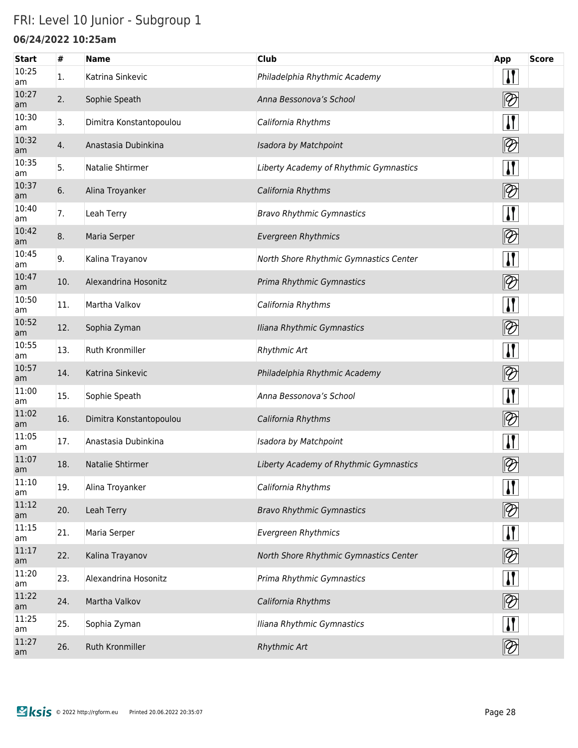# FRI: Level 10 Junior - Subgroup 1

### 06/24/2022 10:25am

| Start | # | Name | Club | App | Score |
|---|---|---|---|---|---|
| 10:25 am | 1. | Katrina Sinkevic | *Philadelphia Rhythmic Academy* | Clubs | |
| 10:27 am | 2. | Sophie Speath | *Anna Bessonova's School* | Ribbon | |
| 10:30 am | 3. | Dimitra Konstantopoulou | *California Rhythms* | Clubs | |
| 10:32 am | 4. | Anastasia Dubinkina | *Isadora by Matchpoint* | Ribbon | |
| 10:35 am | 5. | Natalie Shtirmer | *Liberty Academy of Rhythmic Gymnastics* | Clubs | |
| 10:37 am | 6. | Alina Troyanker | *California Rhythms* | Ribbon | |
| 10:40 am | 7. | Leah Terry | *Bravo Rhythmic Gymnastics* | Clubs | |
| 10:42 am | 8. | Maria Serper | *Evergreen Rhythmics* | Ribbon | |
| 10:45 am | 9. | Kalina Trayanov | *North Shore Rhythmic Gymnastics Center* | Clubs | |
| 10:47 am | 10. | Alexandrina Hosonitz | *Prima Rhythmic Gymnastics* | Ribbon | |
| 10:50 am | 11. | Martha Valkov | *California Rhythms* | Clubs | |
| 10:52 am | 12. | Sophia Zyman | *Iliana Rhythmic Gymnastics* | Ribbon | |
| 10:55 am | 13. | Ruth Kronmiller | *Rhythmic Art* | Clubs | |
| 10:57 am | 14. | Katrina Sinkevic | *Philadelphia Rhythmic Academy* | Ribbon | |
| 11:00 am | 15. | Sophie Speath | *Anna Bessonova's School* | Clubs | |
| 11:02 am | 16. | Dimitra Konstantopoulou | *California Rhythms* | Ribbon | |
| 11:05 am | 17. | Anastasia Dubinkina | *Isadora by Matchpoint* | Clubs | |
| 11:07 am | 18. | Natalie Shtirmer | *Liberty Academy of Rhythmic Gymnastics* | Ribbon | |
| 11:10 am | 19. | Alina Troyanker | *California Rhythms* | Clubs | |
| 11:12 am | 20. | Leah Terry | *Bravo Rhythmic Gymnastics* | Ribbon | |
| 11:15 am | 21. | Maria Serper | *Evergreen Rhythmics* | Clubs | |
| 11:17 am | 22. | Kalina Trayanov | *North Shore Rhythmic Gymnastics Center* | Ribbon | |
| 11:20 am | 23. | Alexandrina Hosonitz | *Prima Rhythmic Gymnastics* | Clubs | |
| 11:22 am | 24. | Martha Valkov | *California Rhythms* | Ribbon | |
| 11:25 am | 25. | Sophia Zyman | *Iliana Rhythmic Gymnastics* | Clubs | |
| 11:27 am | 26. | Ruth Kronmiller | *Rhythmic Art* | Ribbon | |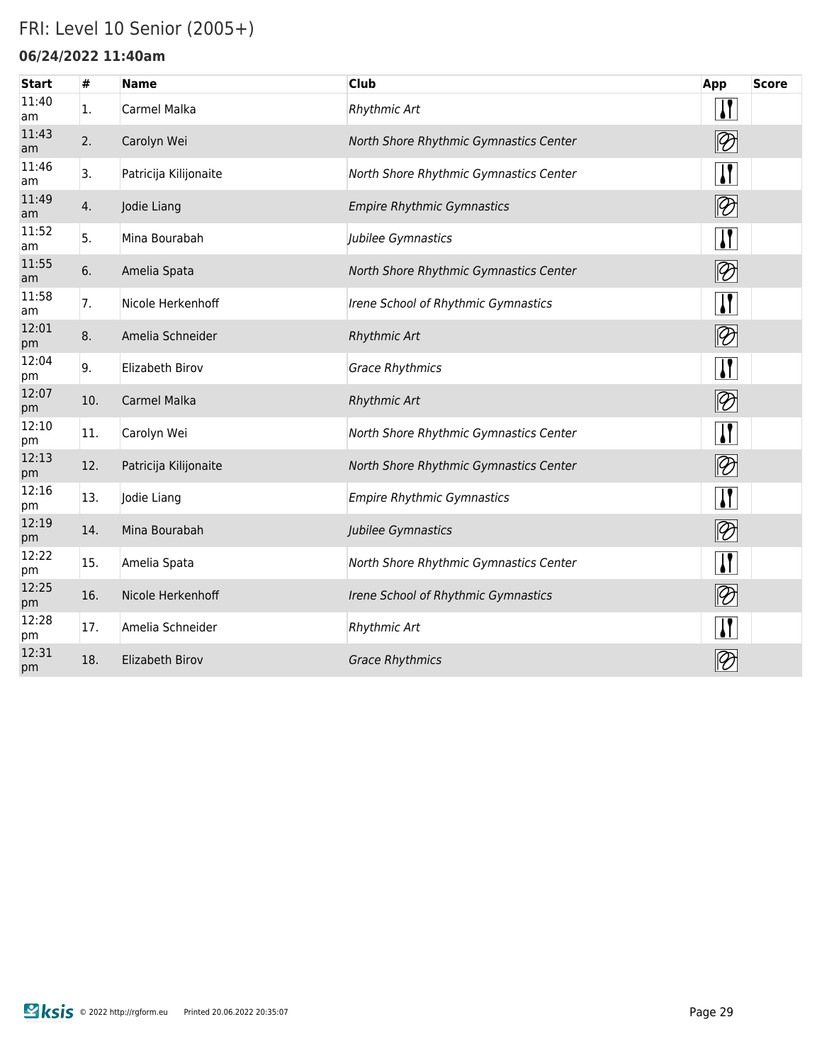# FRI: Level 10 Senior (2005+)

### 06/24/2022 11:40am

| Start | # | Name | Club | App | Score |
|---|---|---|---|---|---|
| 11:40 am | 1. | Carmel Malka | *Rhythmic Art* | Clubs | |
| 11:43 am | 2. | Carolyn Wei | *North Shore Rhythmic Gymnastics Center* | Ball | |
| 11:46 am | 3. | Patricija Kilijonaite | *North Shore Rhythmic Gymnastics Center* | Clubs | |
| 11:49 am | 4. | Jodie Liang | *Empire Rhythmic Gymnastics* | Ball | |
| 11:52 am | 5. | Mina Bourabah | *Jubilee Gymnastics* | Clubs | |
| 11:55 am | 6. | Amelia Spata | *North Shore Rhythmic Gymnastics Center* | Ball | |
| 11:58 am | 7. | Nicole Herkenhoff | *Irene School of Rhythmic Gymnastics* | Clubs | |
| 12:01 pm | 8. | Amelia Schneider | *Rhythmic Art* | Ball | |
| 12:04 pm | 9. | Elizabeth Birov | *Grace Rhythmics* | Clubs | |
| 12:07 pm | 10. | Carmel Malka | *Rhythmic Art* | Ball | |
| 12:10 pm | 11. | Carolyn Wei | *North Shore Rhythmic Gymnastics Center* | Clubs | |
| 12:13 pm | 12. | Patricija Kilijonaite | *North Shore Rhythmic Gymnastics Center* | Ball | |
| 12:16 pm | 13. | Jodie Liang | *Empire Rhythmic Gymnastics* | Clubs | |
| 12:19 pm | 14. | Mina Bourabah | *Jubilee Gymnastics* | Ball | |
| 12:22 pm | 15. | Amelia Spata | *North Shore Rhythmic Gymnastics Center* | Clubs | |
| 12:25 pm | 16. | Nicole Herkenhoff | *Irene School of Rhythmic Gymnastics* | Ball | |
| 12:28 pm | 17. | Amelia Schneider | *Rhythmic Art* | Clubs | |
| 12:31 pm | 18. | Elizabeth Birov | *Grace Rhythmics* | Ball | |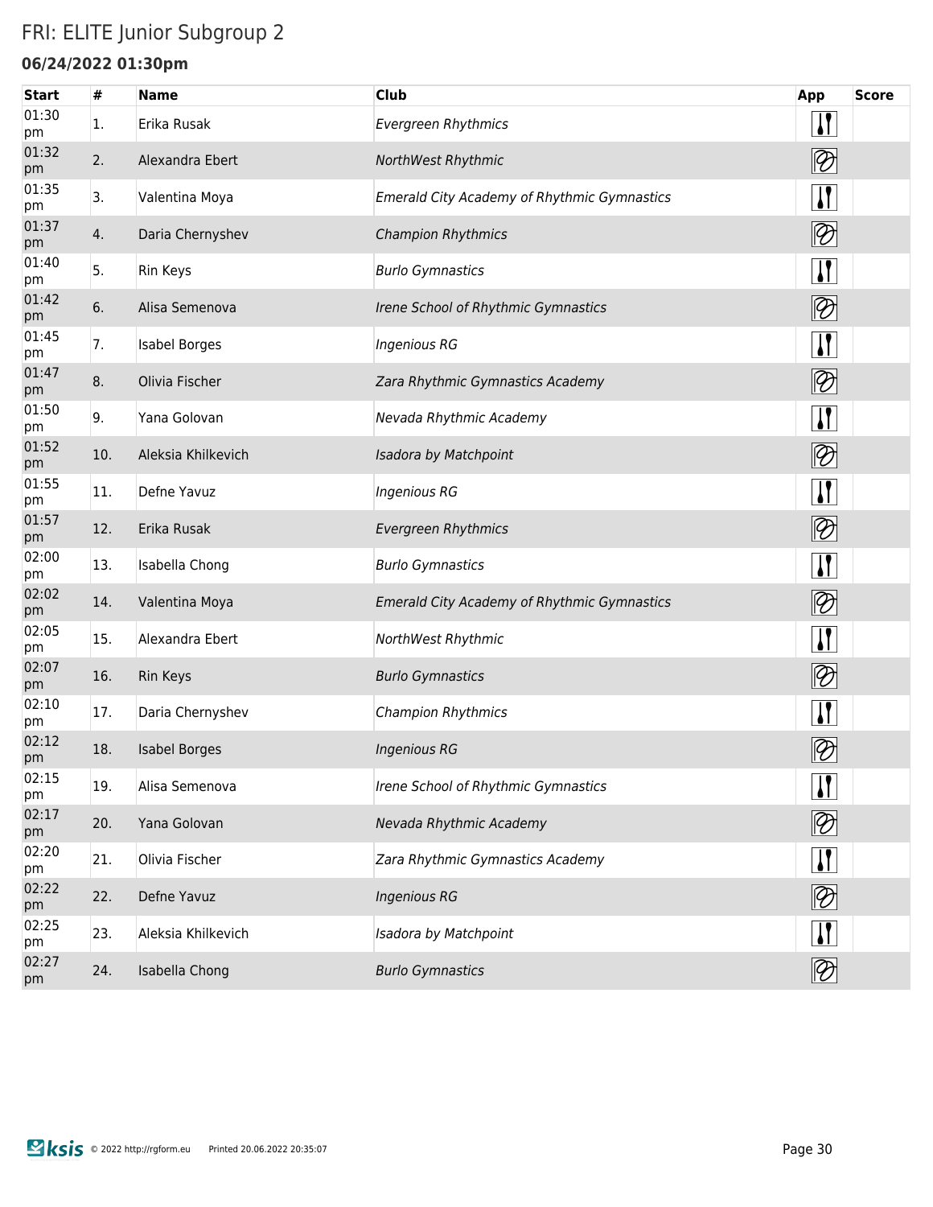# FRI: ELITE Junior Subgroup 2

## 06/24/2022 01:30pm

| Start | # | Name | Club | App | Score |
|---|---|---|---|---|---|
| 01:30 pm | 1. | Erika Rusak | *Evergreen Rhythmics* | | |
| 01:32 pm | 2. | Alexandra Ebert | *NorthWest Rhythmic* | | |
| 01:35 pm | 3. | Valentina Moya | *Emerald City Academy of Rhythmic Gymnastics* | | |
| 01:37 pm | 4. | Daria Chernyshev | *Champion Rhythmics* | | |
| 01:40 pm | 5. | Rin Keys | *Burlo Gymnastics* | | |
| 01:42 pm | 6. | Alisa Semenova | *Irene School of Rhythmic Gymnastics* | | |
| 01:45 pm | 7. | Isabel Borges | *Ingenious RG* | | |
| 01:47 pm | 8. | Olivia Fischer | *Zara Rhythmic Gymnastics Academy* | | |
| 01:50 pm | 9. | Yana Golovan | *Nevada Rhythmic Academy* | | |
| 01:52 pm | 10. | Aleksia Khilkevich | *Isadora by Matchpoint* | | |
| 01:55 pm | 11. | Defne Yavuz | *Ingenious RG* | | |
| 01:57 pm | 12. | Erika Rusak | *Evergreen Rhythmics* | | |
| 02:00 pm | 13. | Isabella Chong | *Burlo Gymnastics* | | |
| 02:02 pm | 14. | Valentina Moya | *Emerald City Academy of Rhythmic Gymnastics* | | |
| 02:05 pm | 15. | Alexandra Ebert | *NorthWest Rhythmic* | | |
| 02:07 pm | 16. | Rin Keys | *Burlo Gymnastics* | | |
| 02:10 pm | 17. | Daria Chernyshev | *Champion Rhythmics* | | |
| 02:12 pm | 18. | Isabel Borges | *Ingenious RG* | | |
| 02:15 pm | 19. | Alisa Semenova | *Irene School of Rhythmic Gymnastics* | | |
| 02:17 pm | 20. | Yana Golovan | *Nevada Rhythmic Academy* | | |
| 02:20 pm | 21. | Olivia Fischer | *Zara Rhythmic Gymnastics Academy* | | |
| 02:22 pm | 22. | Defne Yavuz | *Ingenious RG* | | |
| 02:25 pm | 23. | Aleksia Khilkevich | *Isadora by Matchpoint* | | |
| 02:27 pm | 24. | Isabella Chong | *Burlo Gymnastics* | | |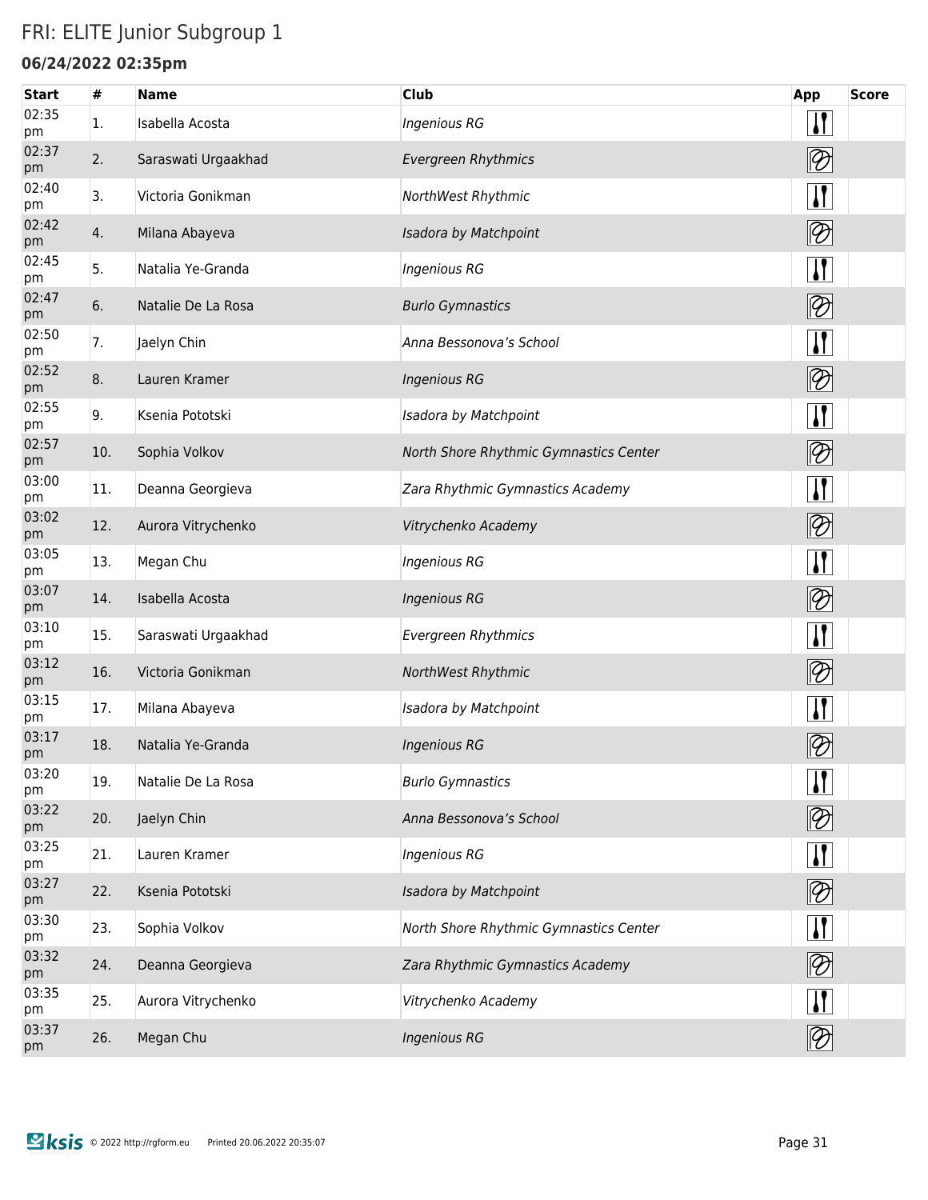# FRI: ELITE Junior Subgroup 1

**06/24/2022 02:35pm**

| Start | # | Name | Club | App | Score |
|---|---|---|---|---|---|
| 02:35 pm | 1. | Isabella Acosta | *Ingenious RG* | | |
| 02:37 pm | 2. | Saraswati Urgaakhad | *Evergreen Rhythmics* | | |
| 02:40 pm | 3. | Victoria Gonikman | *NorthWest Rhythmic* | | |
| 02:42 pm | 4. | Milana Abayeva | *Isadora by Matchpoint* | | |
| 02:45 pm | 5. | Natalia Ye-Granda | *Ingenious RG* | | |
| 02:47 pm | 6. | Natalie De La Rosa | *Burlo Gymnastics* | | |
| 02:50 pm | 7. | Jaelyn Chin | *Anna Bessonova's School* | | |
| 02:52 pm | 8. | Lauren Kramer | *Ingenious RG* | | |
| 02:55 pm | 9. | Ksenia Pototski | *Isadora by Matchpoint* | | |
| 02:57 pm | 10. | Sophia Volkov | *North Shore Rhythmic Gymnastics Center* | | |
| 03:00 pm | 11. | Deanna Georgieva | *Zara Rhythmic Gymnastics Academy* | | |
| 03:02 pm | 12. | Aurora Vitrychenko | *Vitrychenko Academy* | | |
| 03:05 pm | 13. | Megan Chu | *Ingenious RG* | | |
| 03:07 pm | 14. | Isabella Acosta | *Ingenious RG* | | |
| 03:10 pm | 15. | Saraswati Urgaakhad | *Evergreen Rhythmics* | | |
| 03:12 pm | 16. | Victoria Gonikman | *NorthWest Rhythmic* | | |
| 03:15 pm | 17. | Milana Abayeva | *Isadora by Matchpoint* | | |
| 03:17 pm | 18. | Natalia Ye-Granda | *Ingenious RG* | | |
| 03:20 pm | 19. | Natalie De La Rosa | *Burlo Gymnastics* | | |
| 03:22 pm | 20. | Jaelyn Chin | *Anna Bessonova's School* | | |
| 03:25 pm | 21. | Lauren Kramer | *Ingenious RG* | | |
| 03:27 pm | 22. | Ksenia Pototski | *Isadora by Matchpoint* | | |
| 03:30 pm | 23. | Sophia Volkov | *North Shore Rhythmic Gymnastics Center* | | |
| 03:32 pm | 24. | Deanna Georgieva | *Zara Rhythmic Gymnastics Academy* | | |
| 03:35 pm | 25. | Aurora Vitrychenko | *Vitrychenko Academy* | | |
| 03:37 pm | 26. | Megan Chu | *Ingenious RG* | | |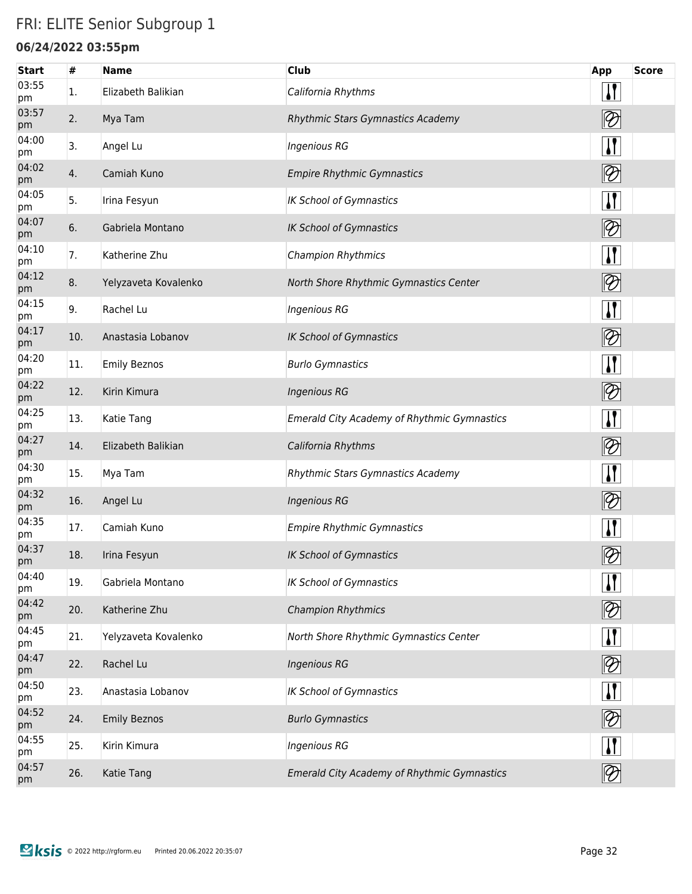# FRI: ELITE Senior Subgroup 1

### 06/24/2022 03:55pm

| Start | # | Name | Club | App | Score |
|---|---|---|---|---|---|
| 03:55 pm | 1. | Elizabeth Balikian | *California Rhythms* | | |
| 03:57 pm | 2. | Mya Tam | *Rhythmic Stars Gymnastics Academy* | | |
| 04:00 pm | 3. | Angel Lu | *Ingenious RG* | | |
| 04:02 pm | 4. | Camiah Kuno | *Empire Rhythmic Gymnastics* | | |
| 04:05 pm | 5. | Irina Fesyun | *IK School of Gymnastics* | | |
| 04:07 pm | 6. | Gabriela Montano | *IK School of Gymnastics* | | |
| 04:10 pm | 7. | Katherine Zhu | *Champion Rhythmics* | | |
| 04:12 pm | 8. | Yelyzaveta Kovalenko | *North Shore Rhythmic Gymnastics Center* | | |
| 04:15 pm | 9. | Rachel Lu | *Ingenious RG* | | |
| 04:17 pm | 10. | Anastasia Lobanov | *IK School of Gymnastics* | | |
| 04:20 pm | 11. | Emily Beznos | *Burlo Gymnastics* | | |
| 04:22 pm | 12. | Kirin Kimura | *Ingenious RG* | | |
| 04:25 pm | 13. | Katie Tang | *Emerald City Academy of Rhythmic Gymnastics* | | |
| 04:27 pm | 14. | Elizabeth Balikian | *California Rhythms* | | |
| 04:30 pm | 15. | Mya Tam | *Rhythmic Stars Gymnastics Academy* | | |
| 04:32 pm | 16. | Angel Lu | *Ingenious RG* | | |
| 04:35 pm | 17. | Camiah Kuno | *Empire Rhythmic Gymnastics* | | |
| 04:37 pm | 18. | Irina Fesyun | *IK School of Gymnastics* | | |
| 04:40 pm | 19. | Gabriela Montano | *IK School of Gymnastics* | | |
| 04:42 pm | 20. | Katherine Zhu | *Champion Rhythmics* | | |
| 04:45 pm | 21. | Yelyzaveta Kovalenko | *North Shore Rhythmic Gymnastics Center* | | |
| 04:47 pm | 22. | Rachel Lu | *Ingenious RG* | | |
| 04:50 pm | 23. | Anastasia Lobanov | *IK School of Gymnastics* | | |
| 04:52 pm | 24. | Emily Beznos | *Burlo Gymnastics* | | |
| 04:55 pm | 25. | Kirin Kimura | *Ingenious RG* | | |
| 04:57 pm | 26. | Katie Tang | *Emerald City Academy of Rhythmic Gymnastics* | | |

ksis © 2022 http://rgform.eu Printed 20.06.2022 20:35:07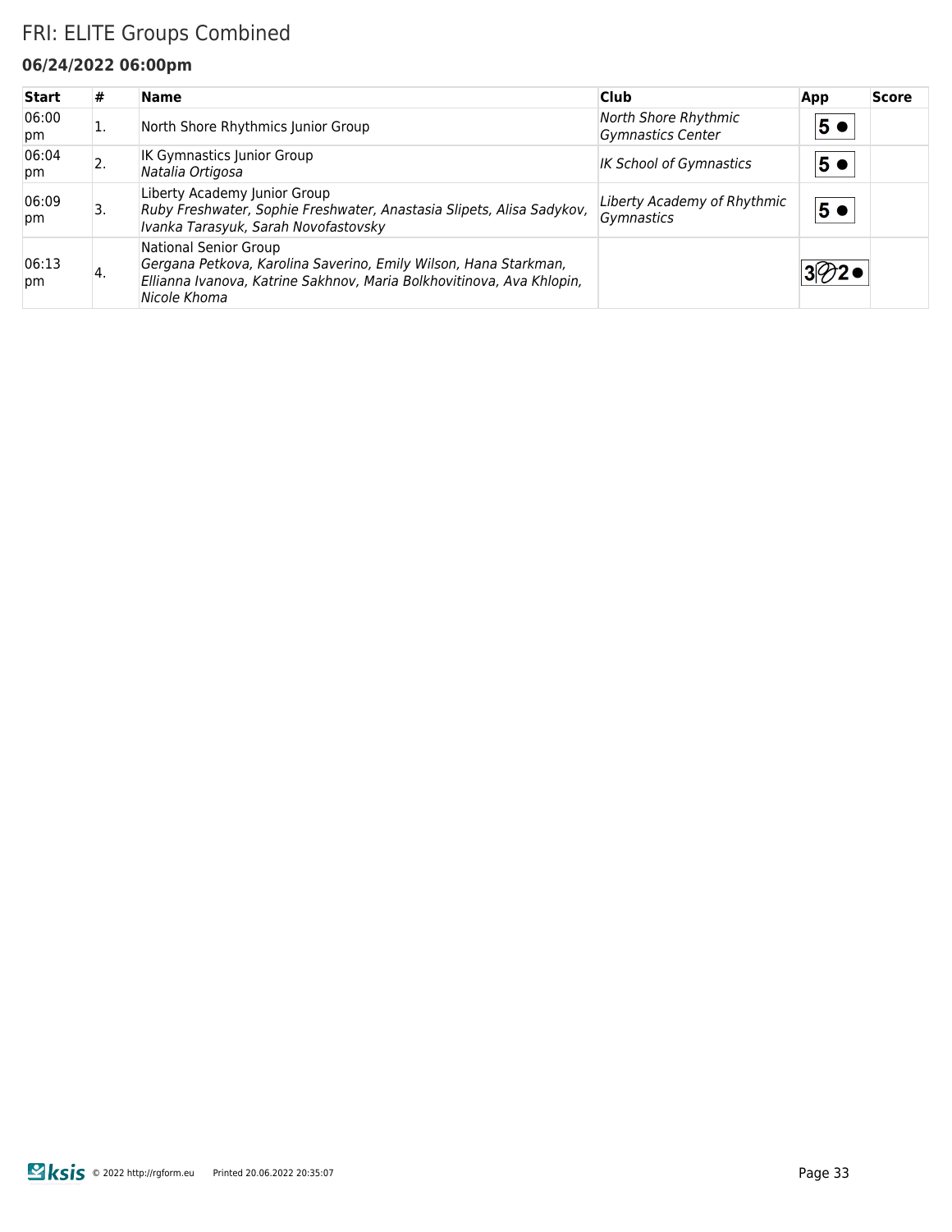# FRI: ELITE Groups Combined

### 06/24/2022 06:00pm

| Start | # | Name | Club | App | Score |
|---|---|---|---|---|---|
| 06:00 pm | 1. | North Shore Rhythmics Junior Group | *North Shore Rhythmic Gymnastics Center* | 5 ● | |
| 06:04 pm | 2. | IK Gymnastics Junior Group<br>*Natalia Ortigosa* | *IK School of Gymnastics* | 5 ● | |
| 06:09 pm | 3. | Liberty Academy Junior Group<br>*Ruby Freshwater, Sophie Freshwater, Anastasia Slipets, Alisa Sadykov, Ivanka Tarasyuk, Sarah Novofastovsky* | *Liberty Academy of Rhythmic Gymnastics* | 5 ● | |
| 06:13 pm | 4. | National Senior Group<br>*Gergana Petkova, Karolina Saverino, Emily Wilson, Hana Starkman, Ellianna Ivanova, Katrine Sakhnov, Maria Bolkhovitinova, Ava Khlopin, Nicole Khoma* | | 3 2 ● | |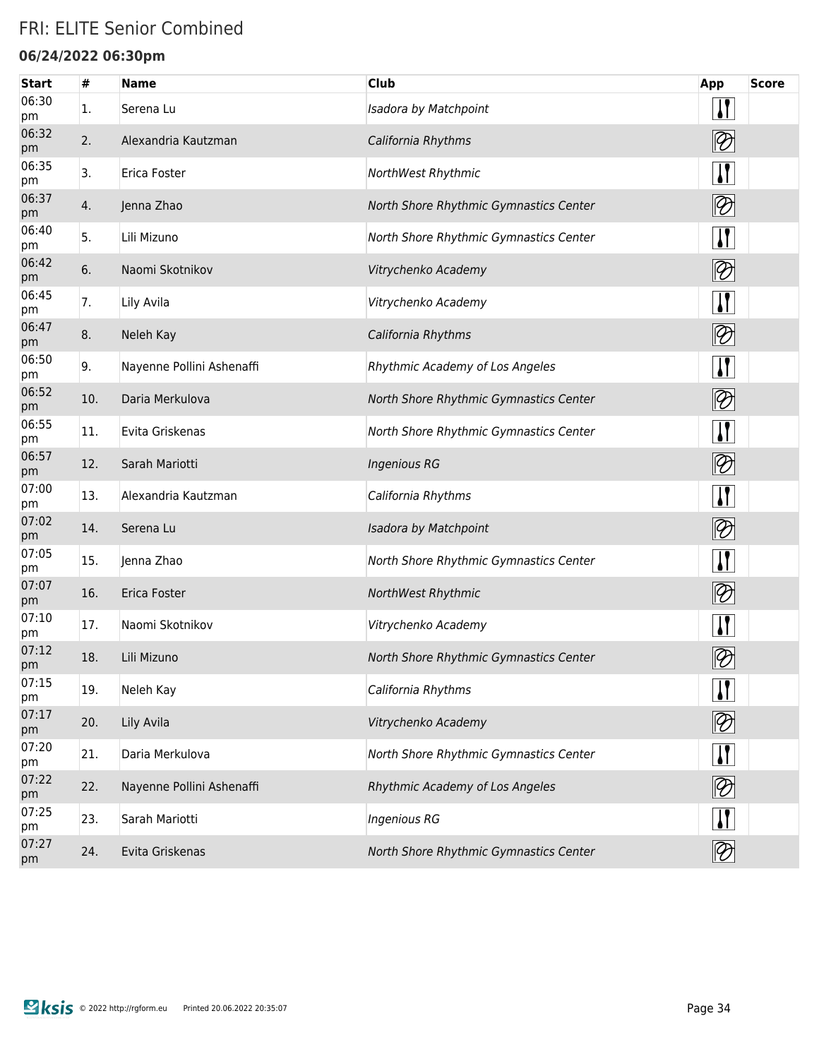# FRI: ELITE Senior Combined

### 06/24/2022 06:30pm

| Start | # | Name | Club | App | Score |
|---|---|---|---|---|---|
| 06:30 pm | 1. | Serena Lu | *Isadora by Matchpoint* | | |
| 06:32 pm | 2. | Alexandria Kautzman | *California Rhythms* | | |
| 06:35 pm | 3. | Erica Foster | *NorthWest Rhythmic* | | |
| 06:37 pm | 4. | Jenna Zhao | *North Shore Rhythmic Gymnastics Center* | | |
| 06:40 pm | 5. | Lili Mizuno | *North Shore Rhythmic Gymnastics Center* | | |
| 06:42 pm | 6. | Naomi Skotnikov | *Vitrychenko Academy* | | |
| 06:45 pm | 7. | Lily Avila | *Vitrychenko Academy* | | |
| 06:47 pm | 8. | Neleh Kay | *California Rhythms* | | |
| 06:50 pm | 9. | Nayenne Pollini Ashenaffi | *Rhythmic Academy of Los Angeles* | | |
| 06:52 pm | 10. | Daria Merkulova | *North Shore Rhythmic Gymnastics Center* | | |
| 06:55 pm | 11. | Evita Griskenas | *North Shore Rhythmic Gymnastics Center* | | |
| 06:57 pm | 12. | Sarah Mariotti | *Ingenious RG* | | |
| 07:00 pm | 13. | Alexandria Kautzman | *California Rhythms* | | |
| 07:02 pm | 14. | Serena Lu | *Isadora by Matchpoint* | | |
| 07:05 pm | 15. | Jenna Zhao | *North Shore Rhythmic Gymnastics Center* | | |
| 07:07 pm | 16. | Erica Foster | *NorthWest Rhythmic* | | |
| 07:10 pm | 17. | Naomi Skotnikov | *Vitrychenko Academy* | | |
| 07:12 pm | 18. | Lili Mizuno | *North Shore Rhythmic Gymnastics Center* | | |
| 07:15 pm | 19. | Neleh Kay | *California Rhythms* | | |
| 07:17 pm | 20. | Lily Avila | *Vitrychenko Academy* | | |
| 07:20 pm | 21. | Daria Merkulova | *North Shore Rhythmic Gymnastics Center* | | |
| 07:22 pm | 22. | Nayenne Pollini Ashenaffi | *Rhythmic Academy of Los Angeles* | | |
| 07:25 pm | 23. | Sarah Mariotti | *Ingenious RG* | | |
| 07:27 pm | 24. | Evita Griskenas | *North Shore Rhythmic Gymnastics Center* | | |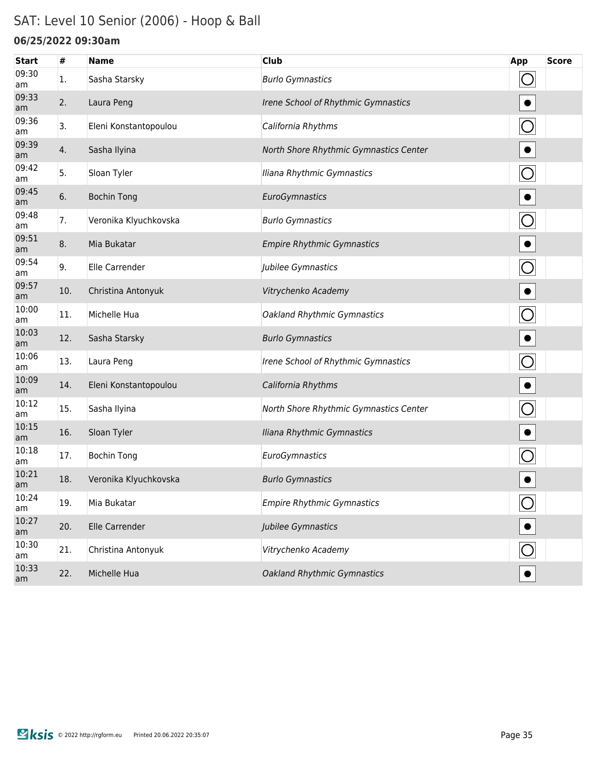# SAT: Level 10 Senior (2006) - Hoop & Ball

### 06/25/2022 09:30am

| Start | # | Name | Club | App | Score |
|---|---|---|---|---|---|
| 09:30 am | 1. | Sasha Starsky | *Burlo Gymnastics* | ◯ | |
| 09:33 am | 2. | Laura Peng | *Irene School of Rhythmic Gymnastics* | ● | |
| 09:36 am | 3. | Eleni Konstantopoulou | *California Rhythms* | ◯ | |
| 09:39 am | 4. | Sasha Ilyina | *North Shore Rhythmic Gymnastics Center* | ● | |
| 09:42 am | 5. | Sloan Tyler | *Iliana Rhythmic Gymnastics* | ◯ | |
| 09:45 am | 6. | Bochin Tong | *EuroGymnastics* | ● | |
| 09:48 am | 7. | Veronika Klyuchkovska | *Burlo Gymnastics* | ◯ | |
| 09:51 am | 8. | Mia Bukatar | *Empire Rhythmic Gymnastics* | ● | |
| 09:54 am | 9. | Elle Carrender | *Jubilee Gymnastics* | ◯ | |
| 09:57 am | 10. | Christina Antonyuk | *Vitrychenko Academy* | ● | |
| 10:00 am | 11. | Michelle Hua | *Oakland Rhythmic Gymnastics* | ◯ | |
| 10:03 am | 12. | Sasha Starsky | *Burlo Gymnastics* | ● | |
| 10:06 am | 13. | Laura Peng | *Irene School of Rhythmic Gymnastics* | ◯ | |
| 10:09 am | 14. | Eleni Konstantopoulou | *California Rhythms* | ● | |
| 10:12 am | 15. | Sasha Ilyina | *North Shore Rhythmic Gymnastics Center* | ◯ | |
| 10:15 am | 16. | Sloan Tyler | *Iliana Rhythmic Gymnastics* | ● | |
| 10:18 am | 17. | Bochin Tong | *EuroGymnastics* | ◯ | |
| 10:21 am | 18. | Veronika Klyuchkovska | *Burlo Gymnastics* | ● | |
| 10:24 am | 19. | Mia Bukatar | *Empire Rhythmic Gymnastics* | ◯ | |
| 10:27 am | 20. | Elle Carrender | *Jubilee Gymnastics* | ● | |
| 10:30 am | 21. | Christina Antonyuk | *Vitrychenko Academy* | ◯ | |
| 10:33 am | 22. | Michelle Hua | *Oakland Rhythmic Gymnastics* | ● | |

ksis © 2022 http://rgform.eu Printed 20.06.2022 20:35:07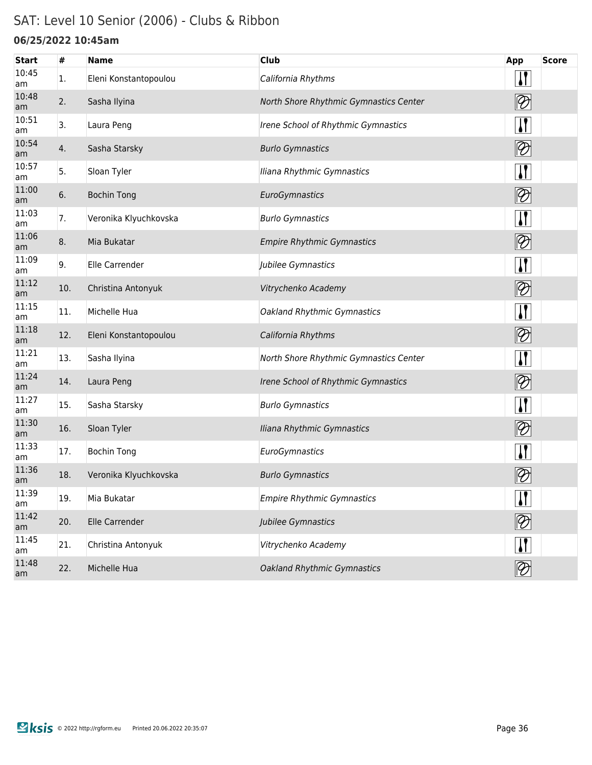# SAT: Level 10 Senior (2006) - Clubs & Ribbon

### 06/25/2022 10:45am

| Start | # | Name | Club | App | Score |
|---|---|---|---|---|---|
| 10:45 am | 1. | Eleni Konstantopoulou | *California Rhythms* | Clubs | |
| 10:48 am | 2. | Sasha Ilyina | *North Shore Rhythmic Gymnastics Center* | Ribbon | |
| 10:51 am | 3. | Laura Peng | *Irene School of Rhythmic Gymnastics* | Clubs | |
| 10:54 am | 4. | Sasha Starsky | *Burlo Gymnastics* | Ribbon | |
| 10:57 am | 5. | Sloan Tyler | *Iliana Rhythmic Gymnastics* | Clubs | |
| 11:00 am | 6. | Bochin Tong | *EuroGymnastics* | Ribbon | |
| 11:03 am | 7. | Veronika Klyuchkovska | *Burlo Gymnastics* | Clubs | |
| 11:06 am | 8. | Mia Bukatar | *Empire Rhythmic Gymnastics* | Ribbon | |
| 11:09 am | 9. | Elle Carrender | *Jubilee Gymnastics* | Clubs | |
| 11:12 am | 10. | Christina Antonyuk | *Vitrychenko Academy* | Ribbon | |
| 11:15 am | 11. | Michelle Hua | *Oakland Rhythmic Gymnastics* | Clubs | |
| 11:18 am | 12. | Eleni Konstantopoulou | *California Rhythms* | Ribbon | |
| 11:21 am | 13. | Sasha Ilyina | *North Shore Rhythmic Gymnastics Center* | Clubs | |
| 11:24 am | 14. | Laura Peng | *Irene School of Rhythmic Gymnastics* | Ribbon | |
| 11:27 am | 15. | Sasha Starsky | *Burlo Gymnastics* | Clubs | |
| 11:30 am | 16. | Sloan Tyler | *Iliana Rhythmic Gymnastics* | Ribbon | |
| 11:33 am | 17. | Bochin Tong | *EuroGymnastics* | Clubs | |
| 11:36 am | 18. | Veronika Klyuchkovska | *Burlo Gymnastics* | Ribbon | |
| 11:39 am | 19. | Mia Bukatar | *Empire Rhythmic Gymnastics* | Clubs | |
| 11:42 am | 20. | Elle Carrender | *Jubilee Gymnastics* | Ribbon | |
| 11:45 am | 21. | Christina Antonyuk | *Vitrychenko Academy* | Clubs | |
| 11:48 am | 22. | Michelle Hua | *Oakland Rhythmic Gymnastics* | Ribbon | |

ksis © 2022 http://rgform.eu Printed 20.06.2022 20:35:07